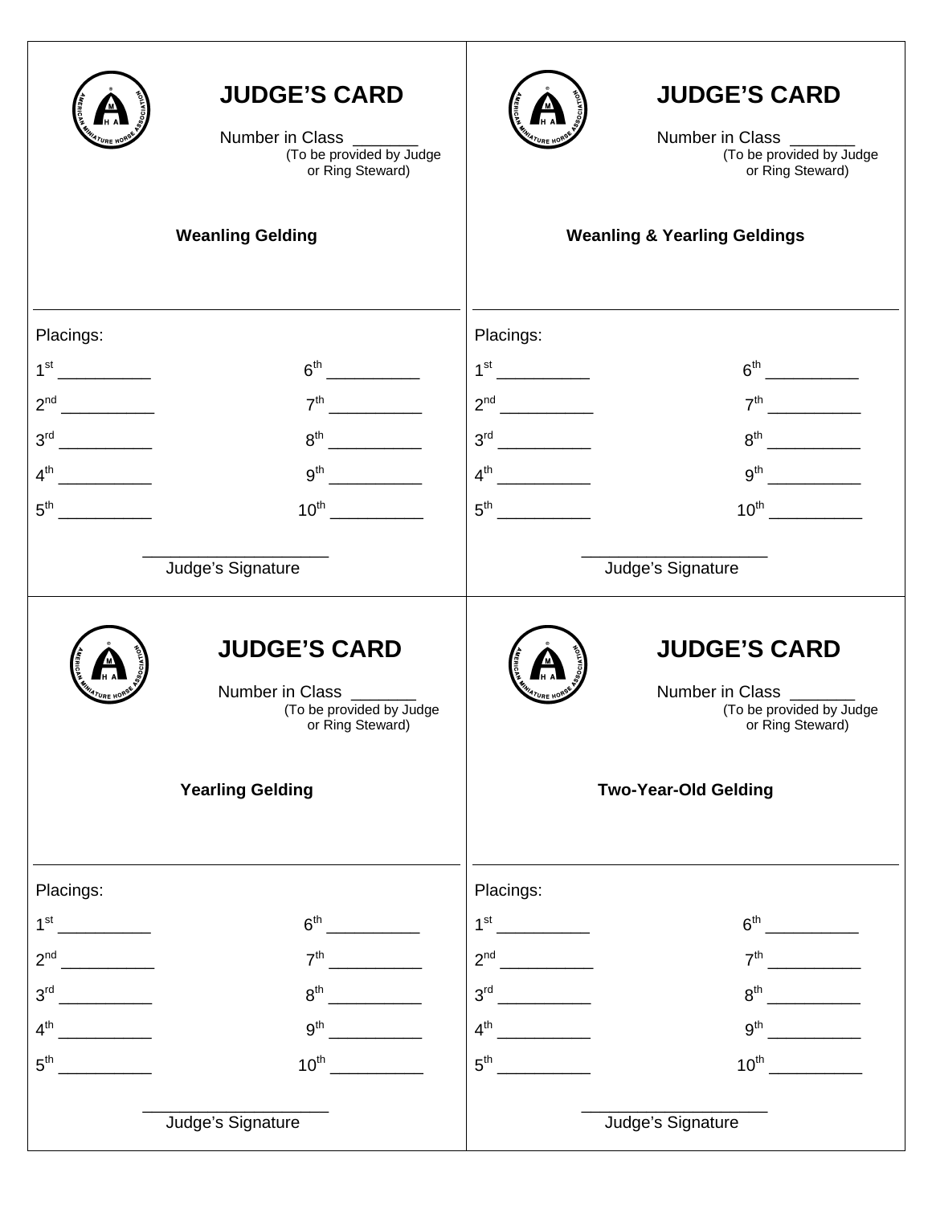## JUDGE'S CARD

Number in Class _______
(To be provided by Judge or Ring Steward)

**Weanling Gelding**

Placings:

1st __________ 6th __________

2nd __________ 7th __________

3rd __________ 8th __________

4th __________ 9th __________

5th __________ 10th __________

___________________
Judge's Signature

## JUDGE'S CARD

Number in Class _______
(To be provided by Judge or Ring Steward)

**Weanling & Yearling Geldings**

Placings:

1st __________ 6th __________

2nd __________ 7th __________

3rd __________ 8th __________

4th __________ 9th __________

5th __________ 10th __________

___________________
Judge's Signature

## JUDGE'S CARD

Number in Class _______
(To be provided by Judge or Ring Steward)

**Yearling Gelding**

Placings:

1st __________ 6th __________

2nd __________ 7th __________

3rd __________ 8th __________

4th __________ 9th __________

5th __________ 10th __________

___________________
Judge's Signature

## JUDGE'S CARD

Number in Class _______
(To be provided by Judge or Ring Steward)

**Two-Year-Old Gelding**

Placings:

1st __________ 6th __________

2nd __________ 7th __________

3rd __________ 8th __________

4th __________ 9th __________

5th __________ 10th __________

___________________
Judge's Signature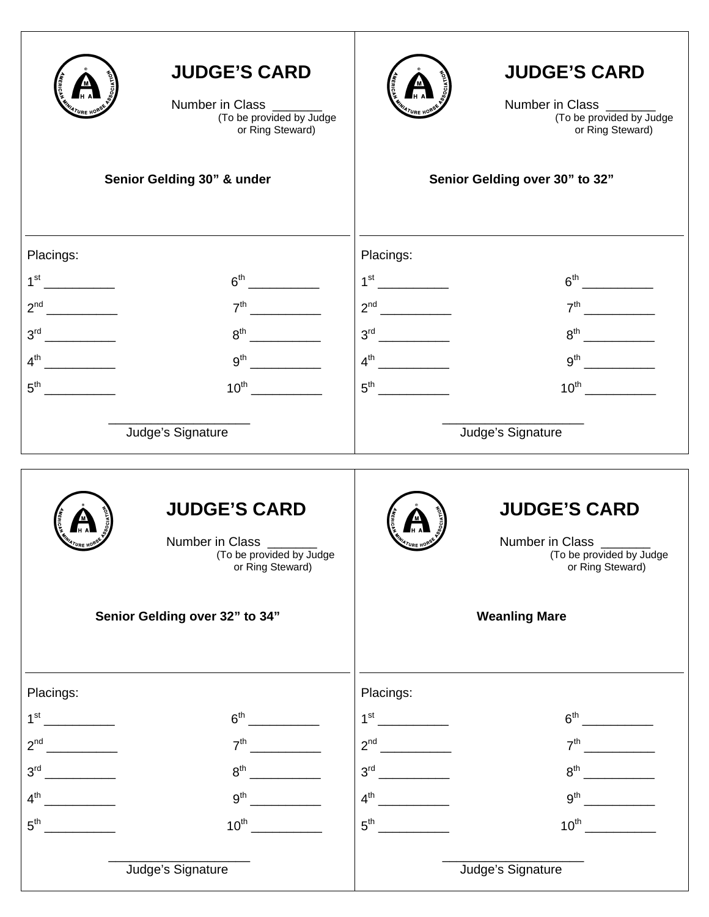## JUDGE'S CARD

Number in Class _______
(To be provided by Judge or Ring Steward)

**Senior Gelding 30" & under**

Placings:

| | |
|---|---|
| 1st __________ | 6th __________ |
| 2nd __________ | 7th __________ |
| 3rd __________ | 8th __________ |
| 4th __________ | 9th __________ |
| 5th __________ | 10th __________ |

____________________
Judge's Signature

## JUDGE'S CARD

Number in Class _______
(To be provided by Judge or Ring Steward)

**Senior Gelding over 30" to 32"**

Placings:

| | |
|---|---|
| 1st __________ | 6th __________ |
| 2nd __________ | 7th __________ |
| 3rd __________ | 8th __________ |
| 4th __________ | 9th __________ |
| 5th __________ | 10th __________ |

____________________
Judge's Signature

## JUDGE'S CARD

Number in Class _______
(To be provided by Judge or Ring Steward)

**Senior Gelding over 32" to 34"**

Placings:

| | |
|---|---|
| 1st __________ | 6th __________ |
| 2nd __________ | 7th __________ |
| 3rd __________ | 8th __________ |
| 4th __________ | 9th __________ |
| 5th __________ | 10th __________ |

____________________
Judge's Signature

## JUDGE'S CARD

Number in Class _______
(To be provided by Judge or Ring Steward)

**Weanling Mare**

Placings:

| | |
|---|---|
| 1st __________ | 6th __________ |
| 2nd __________ | 7th __________ |
| 3rd __________ | 8th __________ |
| 4th __________ | 9th __________ |
| 5th __________ | 10th __________ |

____________________
Judge's Signature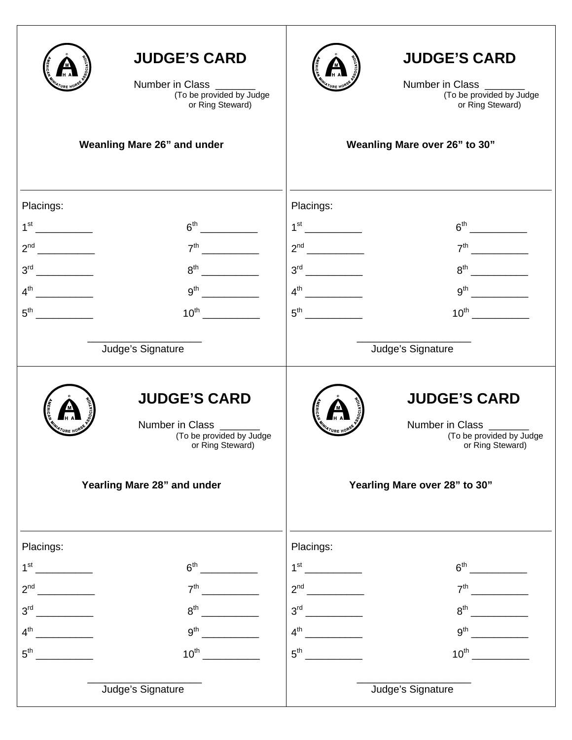## JUDGE'S CARD

Number in Class _______
(To be provided by Judge or Ring Steward)

**Weanling Mare 26" and under**

Placings:

1st __________ 6th __________
2nd __________ 7th __________
3rd __________ 8th __________
4th __________ 9th __________
5th __________ 10th __________

____________________
Judge's Signature

## JUDGE'S CARD

Number in Class _______
(To be provided by Judge or Ring Steward)

**Weanling Mare over 26" to 30"**

Placings:

1st __________ 6th __________
2nd __________ 7th __________
3rd __________ 8th __________
4th __________ 9th __________
5th __________ 10th __________

____________________
Judge's Signature

## JUDGE'S CARD

Number in Class _______
(To be provided by Judge or Ring Steward)

**Yearling Mare 28" and under**

Placings:

1st __________ 6th __________
2nd __________ 7th __________
3rd __________ 8th __________
4th __________ 9th __________
5th __________ 10th __________

____________________
Judge's Signature

## JUDGE'S CARD

Number in Class _______
(To be provided by Judge or Ring Steward)

**Yearling Mare over 28" to 30"**

Placings:

1st __________ 6th __________
2nd __________ 7th __________
3rd __________ 8th __________
4th __________ 9th __________
5th __________ 10th __________

____________________
Judge's Signature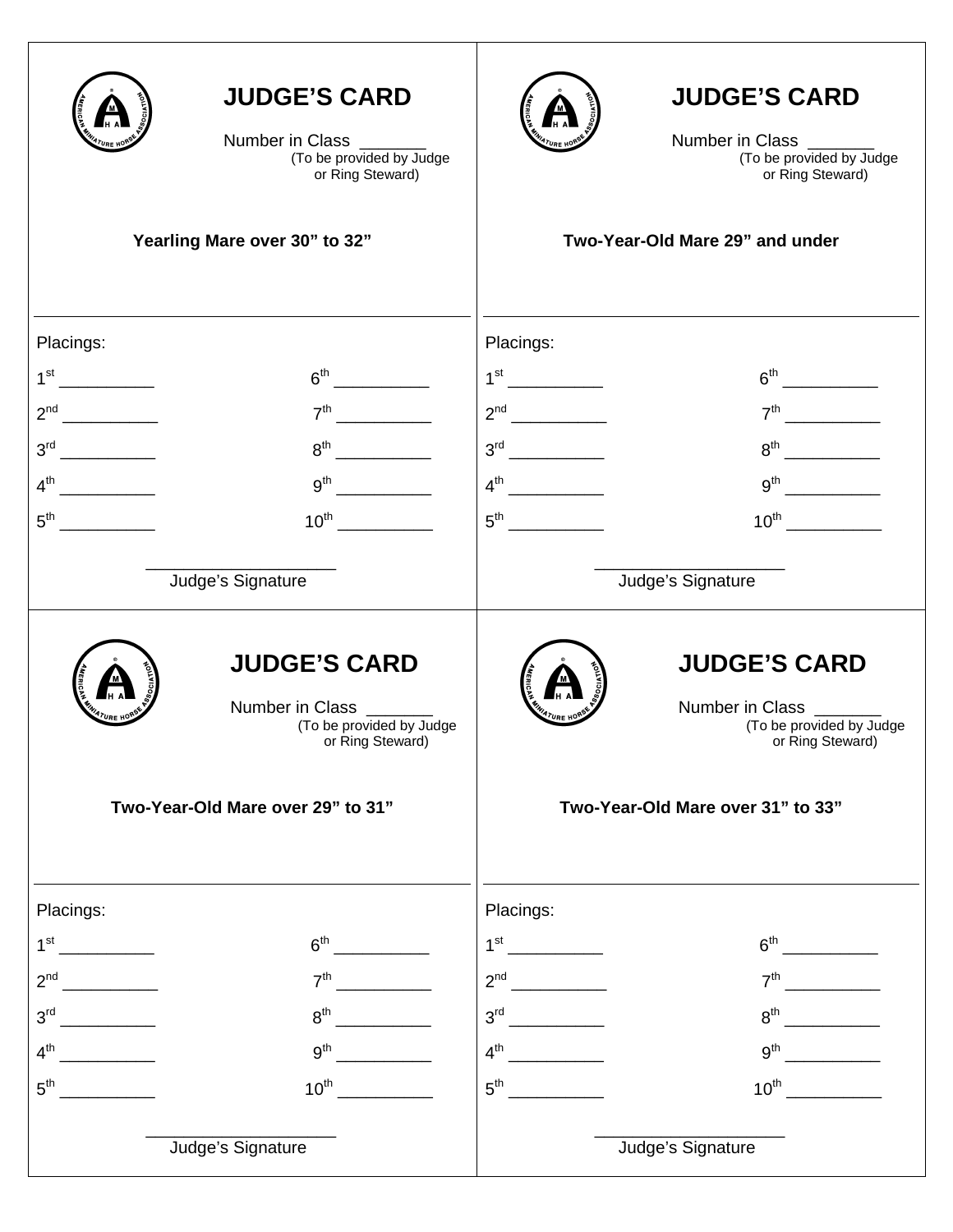## JUDGE'S CARD

Number in Class _______
(To be provided by Judge or Ring Steward)

**Yearling Mare over 30" to 32"**

Placings:

1st __________ 6th __________

2nd __________ 7th __________

3rd __________ 8th __________

4th __________ 9th __________

5th __________ 10th __________

__________________
Judge's Signature

## JUDGE'S CARD

Number in Class _______
(To be provided by Judge or Ring Steward)

**Two-Year-Old Mare 29" and under**

Placings:

1st __________ 6th __________

2nd __________ 7th __________

3rd __________ 8th __________

4th __________ 9th __________

5th __________ 10th __________

__________________
Judge's Signature

## JUDGE'S CARD

Number in Class _______
(To be provided by Judge or Ring Steward)

**Two-Year-Old Mare over 29" to 31"**

Placings:

1st __________ 6th __________

2nd __________ 7th __________

3rd __________ 8th __________

4th __________ 9th __________

5th __________ 10th __________

__________________
Judge's Signature

## JUDGE'S CARD

Number in Class _______
(To be provided by Judge or Ring Steward)

**Two-Year-Old Mare over 31" to 33"**

Placings:

1st __________ 6th __________

2nd __________ 7th __________

3rd __________ 8th __________

4th __________ 9th __________

5th __________ 10th __________

__________________
Judge's Signature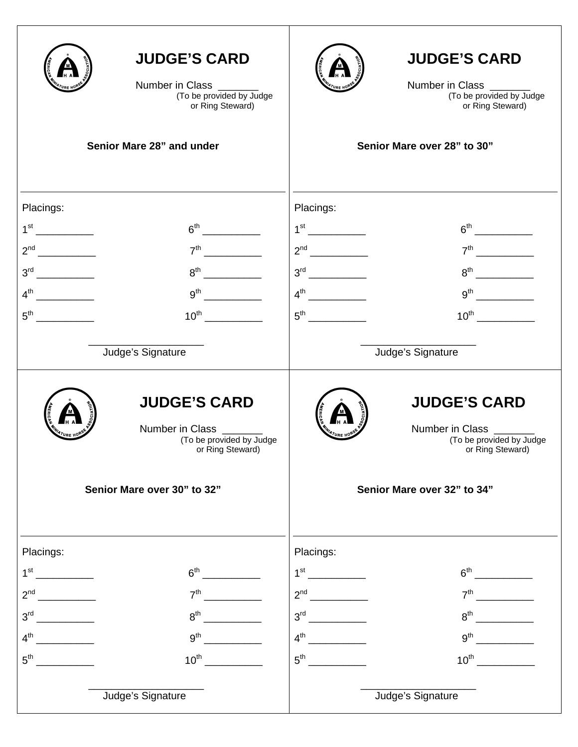## JUDGE'S CARD

Number in Class _______
(To be provided by Judge or Ring Steward)

**Senior Mare 28" and under**

Placings:

| | |
|---|---|
| 1st __________ | 6th __________ |
| 2nd __________ | 7th __________ |
| 3rd __________ | 8th __________ |
| 4th __________ | 9th __________ |
| 5th __________ | 10th __________ |

___________________
Judge's Signature

## JUDGE'S CARD

Number in Class _______
(To be provided by Judge or Ring Steward)

**Senior Mare over 28" to 30"**

Placings:

| | |
|---|---|
| 1st __________ | 6th __________ |
| 2nd __________ | 7th __________ |
| 3rd __________ | 8th __________ |
| 4th __________ | 9th __________ |
| 5th __________ | 10th __________ |

___________________
Judge's Signature

## JUDGE'S CARD

Number in Class _______
(To be provided by Judge or Ring Steward)

**Senior Mare over 30" to 32"**

Placings:

| | |
|---|---|
| 1st __________ | 6th __________ |
| 2nd __________ | 7th __________ |
| 3rd __________ | 8th __________ |
| 4th __________ | 9th __________ |
| 5th __________ | 10th __________ |

___________________
Judge's Signature

## JUDGE'S CARD

Number in Class _______
(To be provided by Judge or Ring Steward)

**Senior Mare over 32" to 34"**

Placings:

| | |
|---|---|
| 1st __________ | 6th __________ |
| 2nd __________ | 7th __________ |
| 3rd __________ | 8th __________ |
| 4th __________ | 9th __________ |
| 5th __________ | 10th __________ |

___________________
Judge's Signature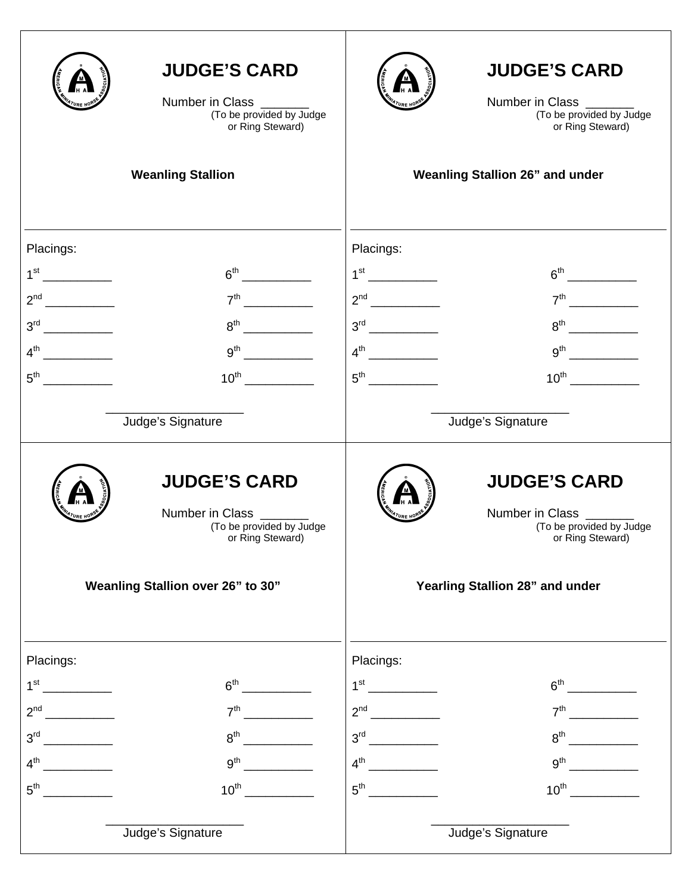## JUDGE'S CARD

Number in Class _______
(To be provided by Judge or Ring Steward)

**Weanling Stallion**

Placings:

| | |
|---|---|
| 1st __________ | 6th __________ |
| 2nd __________ | 7th __________ |
| 3rd __________ | 8th __________ |
| 4th __________ | 9th __________ |
| 5th __________ | 10th __________ |

____________________
Judge's Signature

## JUDGE'S CARD

Number in Class _______
(To be provided by Judge or Ring Steward)

**Weanling Stallion 26" and under**

Placings:

| | |
|---|---|
| 1st __________ | 6th __________ |
| 2nd __________ | 7th __________ |
| 3rd __________ | 8th __________ |
| 4th __________ | 9th __________ |
| 5th __________ | 10th __________ |

____________________
Judge's Signature

## JUDGE'S CARD

Number in Class _______
(To be provided by Judge or Ring Steward)

**Weanling Stallion over 26" to 30"**

Placings:

| | |
|---|---|
| 1st __________ | 6th __________ |
| 2nd __________ | 7th __________ |
| 3rd __________ | 8th __________ |
| 4th __________ | 9th __________ |
| 5th __________ | 10th __________ |

____________________
Judge's Signature

## JUDGE'S CARD

Number in Class _______
(To be provided by Judge or Ring Steward)

**Yearling Stallion 28" and under**

Placings:

| | |
|---|---|
| 1st __________ | 6th __________ |
| 2nd __________ | 7th __________ |
| 3rd __________ | 8th __________ |
| 4th __________ | 9th __________ |
| 5th __________ | 10th __________ |

____________________
Judge's Signature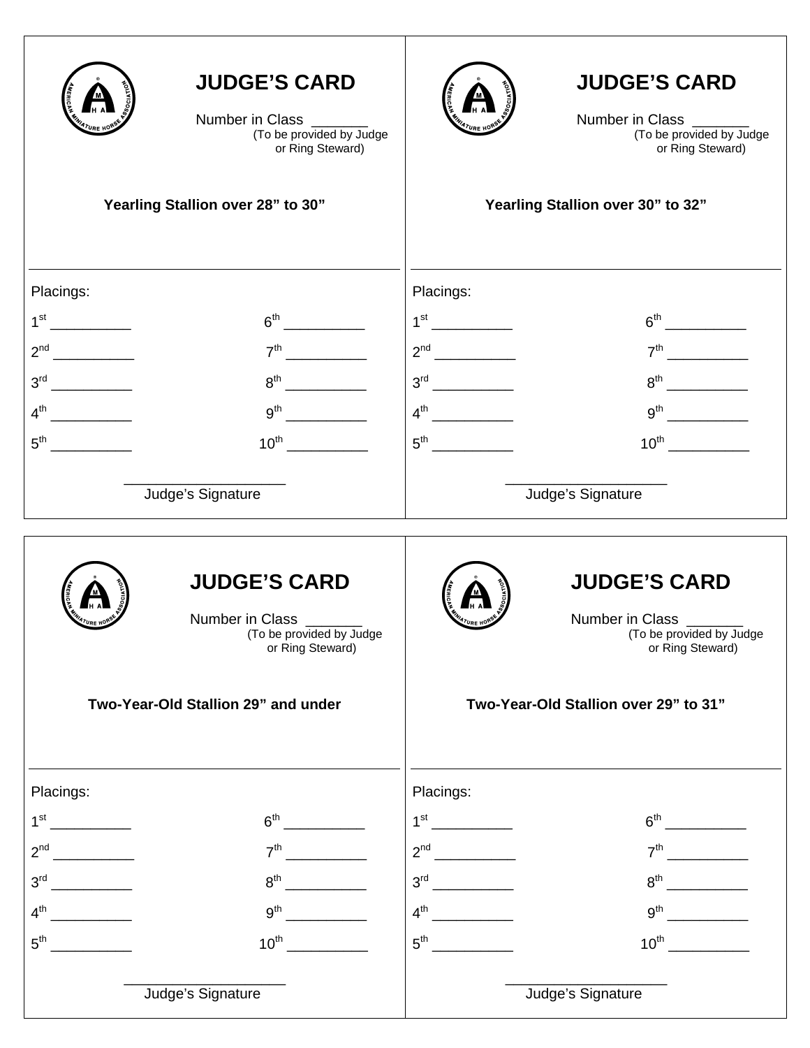## JUDGE'S CARD

Number in Class _______
(To be provided by Judge or Ring Steward)

**Yearling Stallion over 28" to 30"**

Placings:

| | |
|---|---|
| 1st __________ | 6th __________ |
| 2nd __________ | 7th __________ |
| 3rd __________ | 8th __________ |
| 4th __________ | 9th __________ |
| 5th __________ | 10th __________ |

___________________
Judge's Signature

## JUDGE'S CARD

Number in Class _______
(To be provided by Judge or Ring Steward)

**Yearling Stallion over 30" to 32"**

Placings:

| | |
|---|---|
| 1st __________ | 6th __________ |
| 2nd __________ | 7th __________ |
| 3rd __________ | 8th __________ |
| 4th __________ | 9th __________ |
| 5th __________ | 10th __________ |

___________________
Judge's Signature

## JUDGE'S CARD

Number in Class _______
(To be provided by Judge or Ring Steward)

**Two-Year-Old Stallion 29" and under**

Placings:

| | |
|---|---|
| 1st __________ | 6th __________ |
| 2nd __________ | 7th __________ |
| 3rd __________ | 8th __________ |
| 4th __________ | 9th __________ |
| 5th __________ | 10th __________ |

___________________
Judge's Signature

## JUDGE'S CARD

Number in Class _______
(To be provided by Judge or Ring Steward)

**Two-Year-Old Stallion over 29" to 31"**

Placings:

| | |
|---|---|
| 1st __________ | 6th __________ |
| 2nd __________ | 7th __________ |
| 3rd __________ | 8th __________ |
| 4th __________ | 9th __________ |
| 5th __________ | 10th __________ |

___________________
Judge's Signature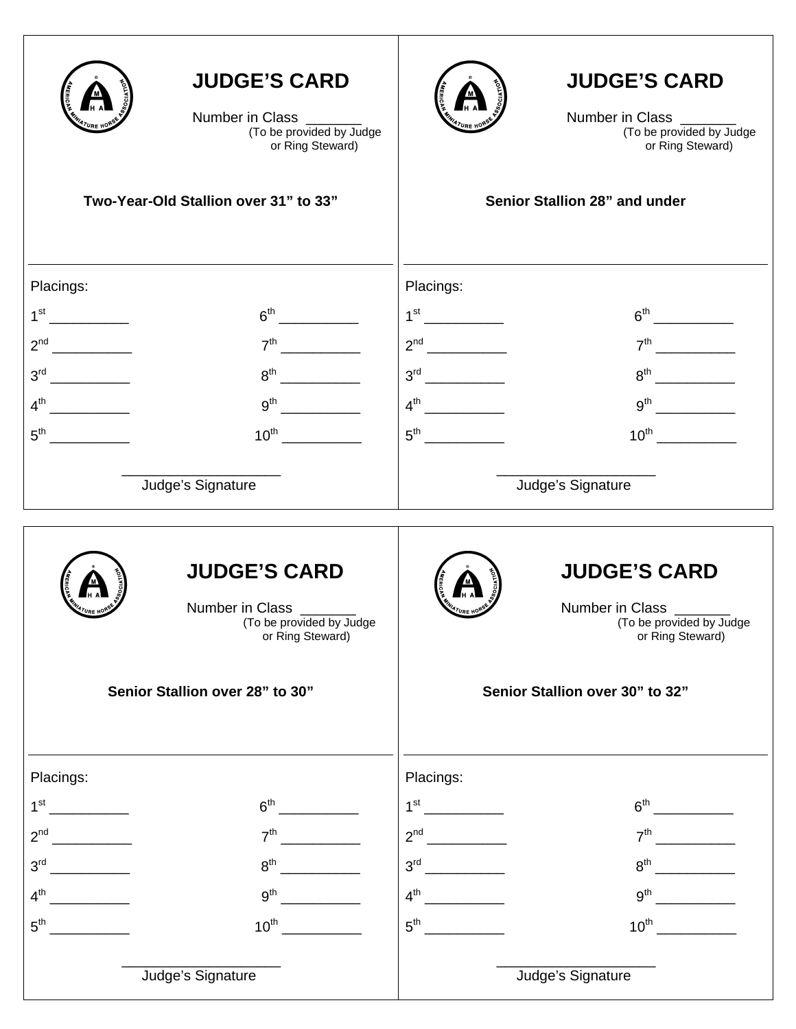## JUDGE'S CARD

Number in Class _______
(To be provided by Judge or Ring Steward)

**Two-Year-Old Stallion over 31" to 33"**

---

Placings:

1st __________ 6th __________

2nd __________ 7th __________

3rd __________ 8th __________

4th __________ 9th __________

5th __________ 10th __________

____________________
Judge's Signature

## JUDGE'S CARD

Number in Class _______
(To be provided by Judge or Ring Steward)

**Senior Stallion 28" and under**

---

Placings:

1st __________ 6th __________

2nd __________ 7th __________

3rd __________ 8th __________

4th __________ 9th __________

5th __________ 10th __________

____________________
Judge's Signature

## JUDGE'S CARD

Number in Class _______
(To be provided by Judge or Ring Steward)

**Senior Stallion over 28" to 30"**

---

Placings:

1st __________ 6th __________

2nd __________ 7th __________

3rd __________ 8th __________

4th __________ 9th __________

5th __________ 10th __________

____________________
Judge's Signature

## JUDGE'S CARD

Number in Class _______
(To be provided by Judge or Ring Steward)

**Senior Stallion over 30" to 32"**

---

Placings:

1st __________ 6th __________

2nd __________ 7th __________

3rd __________ 8th __________

4th __________ 9th __________

5th __________ 10th __________

____________________
Judge's Signature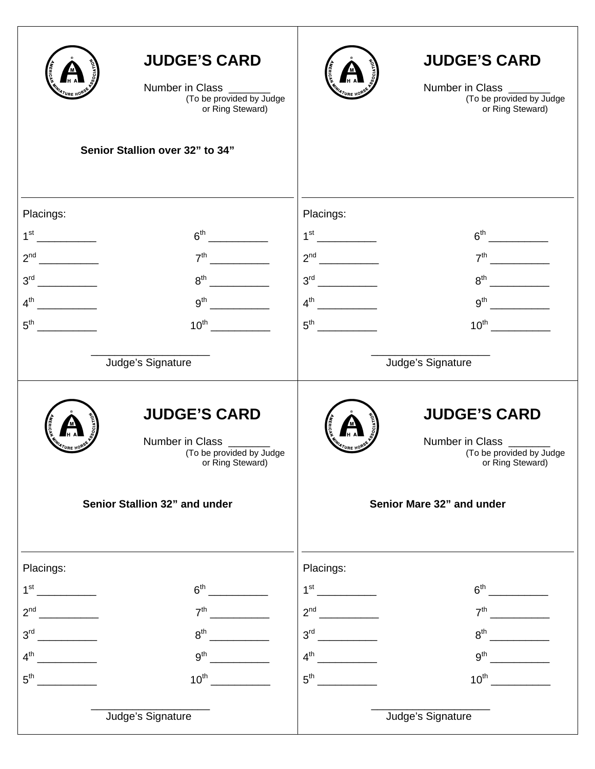## JUDGE'S CARD

Number in Class _______
(To be provided by Judge or Ring Steward)

**Senior Stallion over 32” to 34”**

Placings:

| | |
|---|---|
| 1st __________ | 6th __________ |
| 2nd __________ | 7th __________ |
| 3rd __________ | 8th __________ |
| 4th __________ | 9th __________ |
| 5th __________ | 10th __________ |

____________________
Judge's Signature

## JUDGE'S CARD

Number in Class _______
(To be provided by Judge or Ring Steward)

Placings:

| | |
|---|---|
| 1st __________ | 6th __________ |
| 2nd __________ | 7th __________ |
| 3rd __________ | 8th __________ |
| 4th __________ | 9th __________ |
| 5th __________ | 10th __________ |

____________________
Judge's Signature

## JUDGE'S CARD

Number in Class _______
(To be provided by Judge or Ring Steward)

**Senior Stallion 32” and under**

Placings:

| | |
|---|---|
| 1st __________ | 6th __________ |
| 2nd __________ | 7th __________ |
| 3rd __________ | 8th __________ |
| 4th __________ | 9th __________ |
| 5th __________ | 10th __________ |

____________________
Judge's Signature

## JUDGE'S CARD

Number in Class _______
(To be provided by Judge or Ring Steward)

**Senior Mare 32” and under**

Placings:

| | |
|---|---|
| 1st __________ | 6th __________ |
| 2nd __________ | 7th __________ |
| 3rd __________ | 8th __________ |
| 4th __________ | 9th __________ |
| 5th __________ | 10th __________ |

____________________
Judge's Signature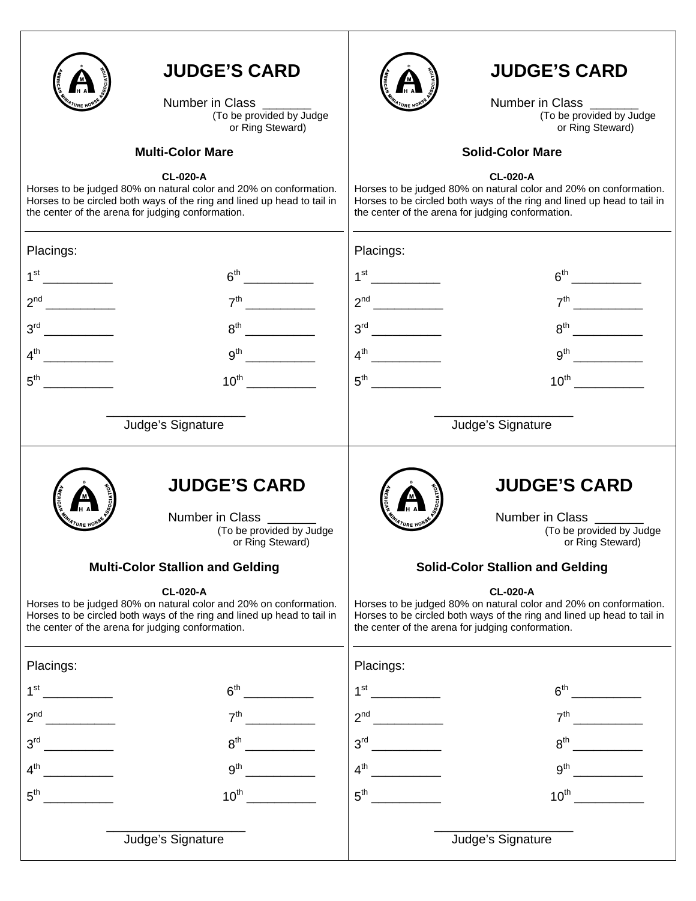## JUDGE'S CARD

Number in Class _______
(To be provided by Judge or Ring Steward)

**Multi-Color Mare**

**CL-020-A**
Horses to be judged 80% on natural color and 20% on conformation. Horses to be circled both ways of the ring and lined up head to tail in the center of the arena for judging conformation.

Placings:

1st __________ 6th __________

2nd __________ 7th __________

3rd __________ 8th __________

4th __________ 9th __________

5th __________ 10th __________

____________________
Judge's Signature

## JUDGE'S CARD

Number in Class _______
(To be provided by Judge or Ring Steward)

**Solid-Color Mare**

**CL-020-A**
Horses to be judged 80% on natural color and 20% on conformation. Horses to be circled both ways of the ring and lined up head to tail in the center of the arena for judging conformation.

Placings:

1st __________ 6th __________

2nd __________ 7th __________

3rd __________ 8th __________

4th __________ 9th __________

5th __________ 10th __________

____________________
Judge's Signature

## JUDGE'S CARD

Number in Class _______
(To be provided by Judge or Ring Steward)

**Multi-Color Stallion and Gelding**

**CL-020-A**
Horses to be judged 80% on natural color and 20% on conformation. Horses to be circled both ways of the ring and lined up head to tail in the center of the arena for judging conformation.

Placings:

1st __________ 6th __________

2nd __________ 7th __________

3rd __________ 8th __________

4th __________ 9th __________

5th __________ 10th __________

____________________
Judge's Signature

## JUDGE'S CARD

Number in Class _______
(To be provided by Judge or Ring Steward)

**Solid-Color Stallion and Gelding**

**CL-020-A**
Horses to be judged 80% on natural color and 20% on conformation. Horses to be circled both ways of the ring and lined up head to tail in the center of the arena for judging conformation.

Placings:

1st __________ 6th __________

2nd __________ 7th __________

3rd __________ 8th __________

4th __________ 9th __________

5th __________ 10th __________

____________________
Judge's Signature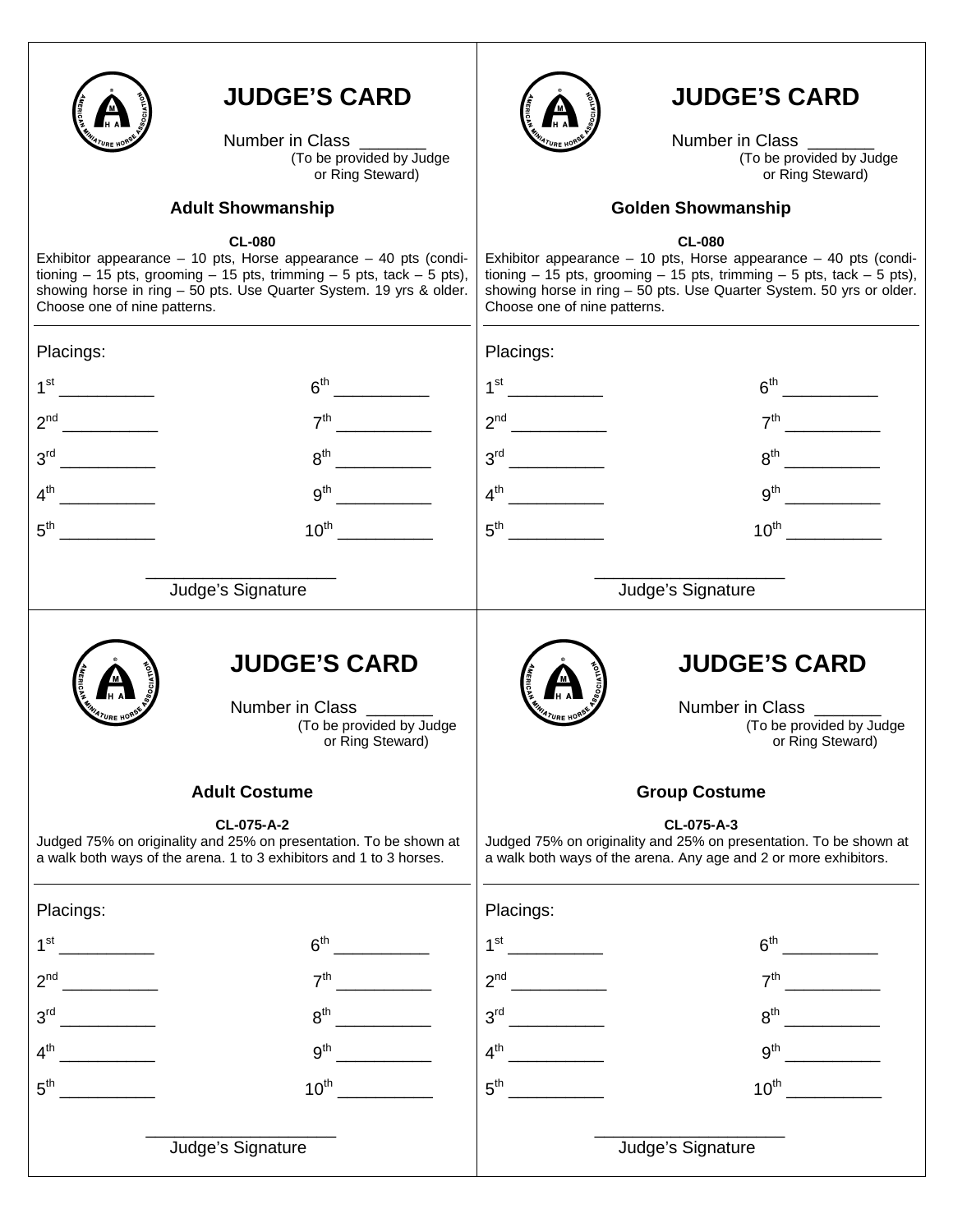## JUDGE'S CARD

Number in Class _______
(To be provided by Judge or Ring Steward)

### Adult Showmanship

**CL-080**

Exhibitor appearance – 10 pts, Horse appearance – 40 pts (conditioning – 15 pts, grooming – 15 pts, trimming – 5 pts, tack – 5 pts), showing horse in ring – 50 pts. Use Quarter System. 19 yrs & older. Choose one of nine patterns.

Placings:

1st __________  6th __________

2nd __________  7th __________

3rd __________  8th __________

4th __________  9th __________

5th __________  10th __________

___________________
Judge's Signature

## JUDGE'S CARD

Number in Class _______
(To be provided by Judge or Ring Steward)

### Golden Showmanship

**CL-080**

Exhibitor appearance – 10 pts, Horse appearance – 40 pts (conditioning – 15 pts, grooming – 15 pts, trimming – 5 pts, tack – 5 pts), showing horse in ring – 50 pts. Use Quarter System. 50 yrs or older. Choose one of nine patterns.

Placings:

1st __________  6th __________

2nd __________  7th __________

3rd __________  8th __________

4th __________  9th __________

5th __________  10th __________

___________________
Judge's Signature

## JUDGE'S CARD

Number in Class _______
(To be provided by Judge or Ring Steward)

### Adult Costume

**CL-075-A-2**

Judged 75% on originality and 25% on presentation. To be shown at a walk both ways of the arena. 1 to 3 exhibitors and 1 to 3 horses.

Placings:

1st __________  6th __________

2nd __________  7th __________

3rd __________  8th __________

4th __________  9th __________

5th __________  10th __________

___________________
Judge's Signature

## JUDGE'S CARD

Number in Class _______
(To be provided by Judge or Ring Steward)

### Group Costume

**CL-075-A-3**

Judged 75% on originality and 25% on presentation. To be shown at a walk both ways of the arena. Any age and 2 or more exhibitors.

Placings:

1st __________  6th __________

2nd __________  7th __________

3rd __________  8th __________

4th __________  9th __________

5th __________  10th __________

___________________
Judge's Signature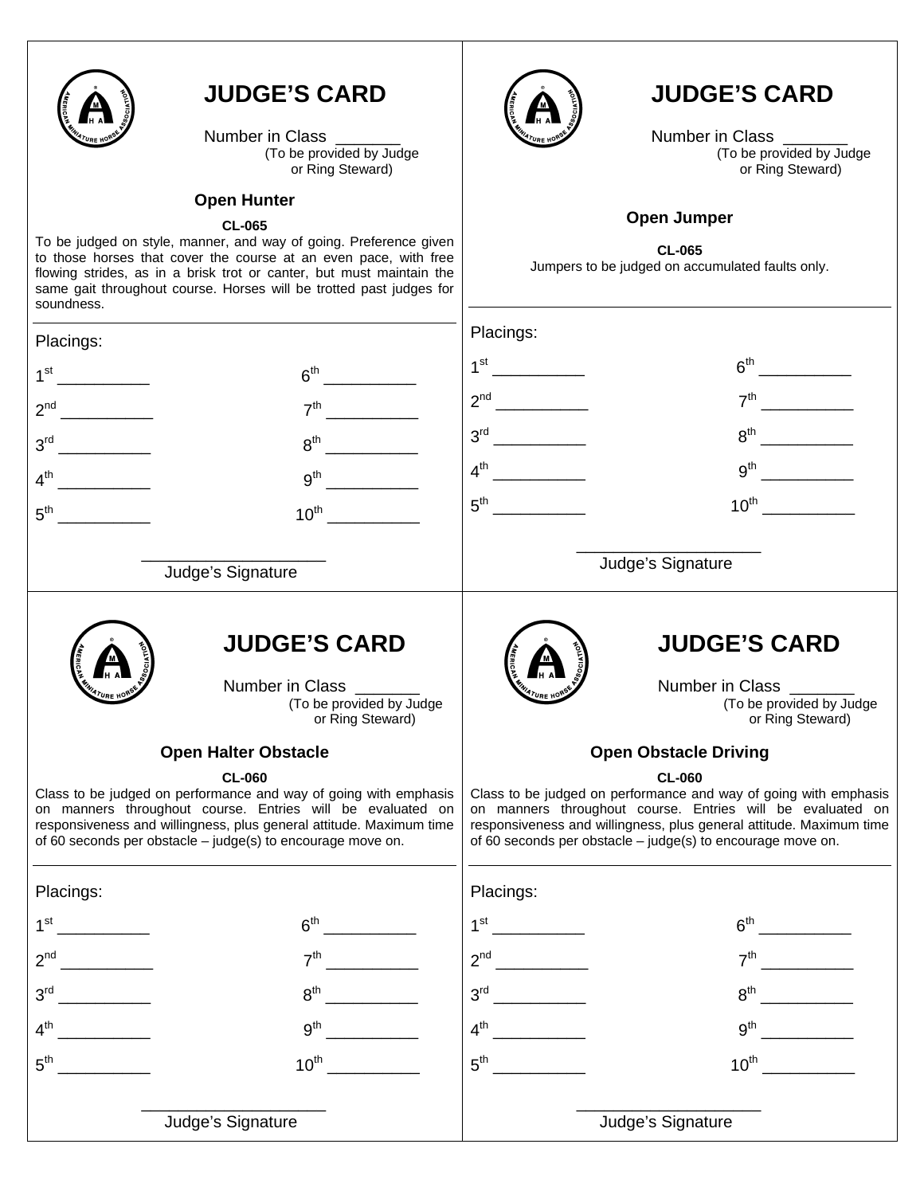## JUDGE'S CARD

Number in Class _______
(To be provided by Judge or Ring Steward)

### Open Hunter

**CL-065**

To be judged on style, manner, and way of going. Preference given to those horses that cover the course at an even pace, with free flowing strides, as in a brisk trot or canter, but must maintain the same gait throughout course. Horses will be trotted past judges for soundness.

Placings:

| | |
|---|---|
| 1st __________ | 6th __________ |
| 2nd __________ | 7th __________ |
| 3rd __________ | 8th __________ |
| 4th __________ | 9th __________ |
| 5th __________ | 10th __________ |

___________________
Judge's Signature

## JUDGE'S CARD

Number in Class _______
(To be provided by Judge or Ring Steward)

### Open Jumper

**CL-065**

Jumpers to be judged on accumulated faults only.

Placings:

| | |
|---|---|
| 1st __________ | 6th __________ |
| 2nd __________ | 7th __________ |
| 3rd __________ | 8th __________ |
| 4th __________ | 9th __________ |
| 5th __________ | 10th __________ |

___________________
Judge's Signature

## JUDGE'S CARD

Number in Class _______
(To be provided by Judge or Ring Steward)

### Open Halter Obstacle

**CL-060**

Class to be judged on performance and way of going with emphasis on manners throughout course. Entries will be evaluated on responsiveness and willingness, plus general attitude. Maximum time of 60 seconds per obstacle – judge(s) to encourage move on.

Placings:

| | |
|---|---|
| 1st __________ | 6th __________ |
| 2nd __________ | 7th __________ |
| 3rd __________ | 8th __________ |
| 4th __________ | 9th __________ |
| 5th __________ | 10th __________ |

___________________
Judge's Signature

## JUDGE'S CARD

Number in Class _______
(To be provided by Judge or Ring Steward)

### Open Obstacle Driving

**CL-060**

Class to be judged on performance and way of going with emphasis on manners throughout course. Entries will be evaluated on responsiveness and willingness, plus general attitude. Maximum time of 60 seconds per obstacle – judge(s) to encourage move on.

Placings:

| | |
|---|---|
| 1st __________ | 6th __________ |
| 2nd __________ | 7th __________ |
| 3rd __________ | 8th __________ |
| 4th __________ | 9th __________ |
| 5th __________ | 10th __________ |

___________________
Judge's Signature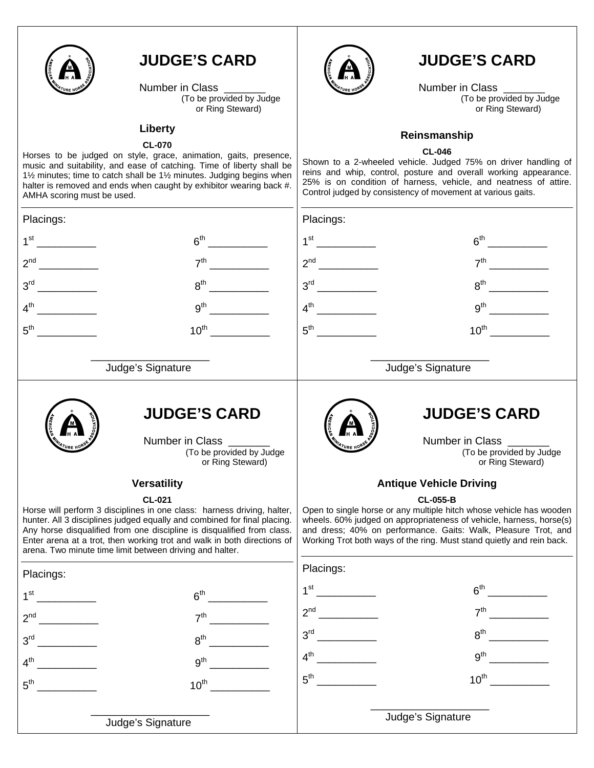## JUDGE'S CARD

Number in Class _______
(To be provided by Judge or Ring Steward)

### Liberty

**CL-070**

Horses to be judged on style, grace, animation, gaits, presence, music and suitability, and ease of catching. Time of liberty shall be 1½ minutes; time to catch shall be 1½ minutes. Judging begins when halter is removed and ends when caught by exhibitor wearing back #. AMHA scoring must be used.

Placings:

| | |
|---|---|
| 1st __________ | 6th __________ |
| 2nd __________ | 7th __________ |
| 3rd __________ | 8th __________ |
| 4th __________ | 9th __________ |
| 5th __________ | 10th __________ |

___________________
Judge's Signature

## JUDGE'S CARD

Number in Class _______
(To be provided by Judge or Ring Steward)

### Reinsmanship

**CL-046**

Shown to a 2-wheeled vehicle. Judged 75% on driver handling of reins and whip, control, posture and overall working appearance. 25% is on condition of harness, vehicle, and neatness of attire. Control judged by consistency of movement at various gaits.

Placings:

| | |
|---|---|
| 1st __________ | 6th __________ |
| 2nd __________ | 7th __________ |
| 3rd __________ | 8th __________ |
| 4th __________ | 9th __________ |
| 5th __________ | 10th __________ |

___________________
Judge's Signature

## JUDGE'S CARD

Number in Class _______
(To be provided by Judge or Ring Steward)

### Versatility

**CL-021**

Horse will perform 3 disciplines in one class: harness driving, halter, hunter. All 3 disciplines judged equally and combined for final placing. Any horse disqualified from one discipline is disqualified from class. Enter arena at a trot, then working trot and walk in both directions of arena. Two minute time limit between driving and halter.

Placings:

| | |
|---|---|
| 1st __________ | 6th __________ |
| 2nd __________ | 7th __________ |
| 3rd __________ | 8th __________ |
| 4th __________ | 9th __________ |
| 5th __________ | 10th __________ |

___________________
Judge's Signature

## JUDGE'S CARD

Number in Class _______
(To be provided by Judge or Ring Steward)

### Antique Vehicle Driving

**CL-055-B**

Open to single horse or any multiple hitch whose vehicle has wooden wheels. 60% judged on appropriateness of vehicle, harness, horse(s) and dress; 40% on performance. Gaits: Walk, Pleasure Trot, and Working Trot both ways of the ring. Must stand quietly and rein back.

Placings:

| | |
|---|---|
| 1st __________ | 6th __________ |
| 2nd __________ | 7th __________ |
| 3rd __________ | 8th __________ |
| 4th __________ | 9th __________ |
| 5th __________ | 10th __________ |

___________________
Judge's Signature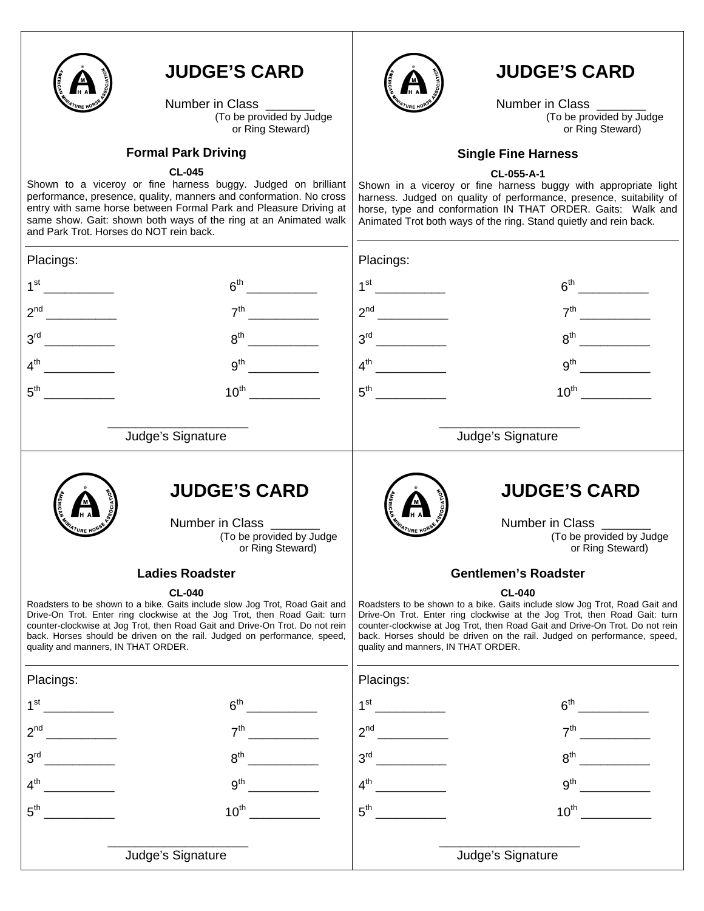## JUDGE'S CARD

Number in Class _______
(To be provided by Judge or Ring Steward)

### Formal Park Driving

**CL-045**

Shown to a viceroy or fine harness buggy. Judged on brilliant performance, presence, quality, manners and conformation. No cross entry with same horse between Formal Park and Pleasure Driving at same show. Gait: shown both ways of the ring at an Animated walk and Park Trot. Horses do NOT rein back.

Placings:

1st __________ 6th __________

2nd __________ 7th __________

3rd __________ 8th __________

4th __________ 9th __________

5th __________ 10th __________

____________________
Judge's Signature

## JUDGE'S CARD

Number in Class _______
(To be provided by Judge or Ring Steward)

### Single Fine Harness

**CL-055-A-1**

Shown in a viceroy or fine harness buggy with appropriate light harness. Judged on quality of performance, presence, suitability of horse, type and conformation IN THAT ORDER. Gaits: Walk and Animated Trot both ways of the ring. Stand quietly and rein back.

Placings:

1st __________ 6th __________

2nd __________ 7th __________

3rd __________ 8th __________

4th __________ 9th __________

5th __________ 10th __________

____________________
Judge's Signature

## JUDGE'S CARD

Number in Class _______
(To be provided by Judge or Ring Steward)

### Ladies Roadster

**CL-040**

Roadsters to be shown to a bike. Gaits include slow Jog Trot, Road Gait and Drive-On Trot. Enter ring clockwise at the Jog Trot, then Road Gait: turn counter-clockwise at Jog Trot, then Road Gait and Drive-On Trot. Do not rein back. Horses should be driven on the rail. Judged on performance, speed, quality and manners, IN THAT ORDER.

Placings:

1st __________ 6th __________

2nd __________ 7th __________

3rd __________ 8th __________

4th __________ 9th __________

5th __________ 10th __________

____________________
Judge's Signature

## JUDGE'S CARD

Number in Class _______
(To be provided by Judge or Ring Steward)

### Gentlemen's Roadster

**CL-040**

Roadsters to be shown to a bike. Gaits include slow Jog Trot, Road Gait and Drive-On Trot. Enter ring clockwise at the Jog Trot, then Road Gait: turn counter-clockwise at Jog Trot, then Road Gait and Drive-On Trot. Do not rein back. Horses should be driven on the rail. Judged on performance, speed, quality and manners, IN THAT ORDER.

Placings:

1st __________ 6th __________

2nd __________ 7th __________

3rd __________ 8th __________

4th __________ 9th __________

5th __________ 10th __________

____________________
Judge's Signature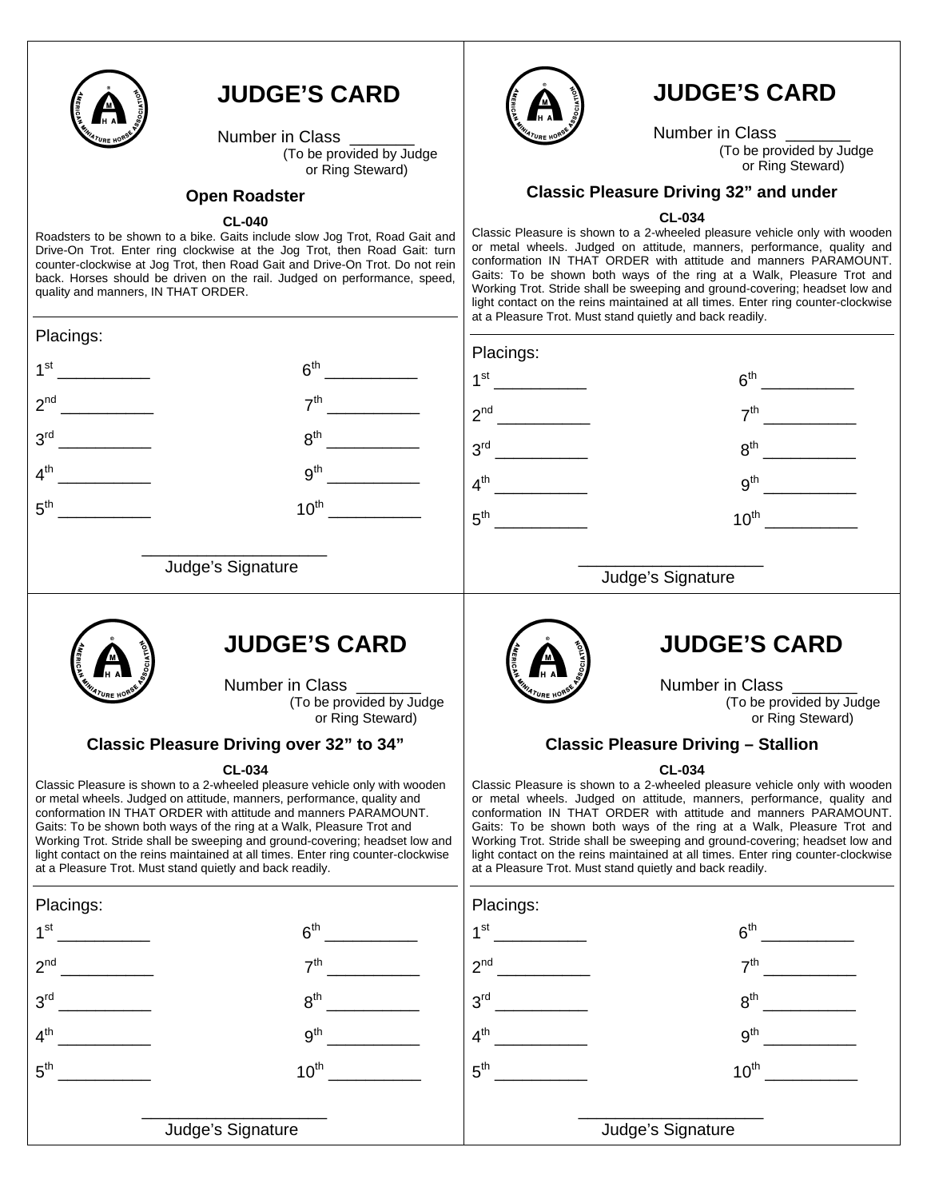## JUDGE'S CARD

Number in Class _______
(To be provided by Judge or Ring Steward)

### Open Roadster

**CL-040**

Roadsters to be shown to a bike. Gaits include slow Jog Trot, Road Gait and Drive-On Trot. Enter ring clockwise at the Jog Trot, then Road Gait: turn counter-clockwise at Jog Trot, then Road Gait and Drive-On Trot. Do not rein back. Horses should be driven on the rail. Judged on performance, speed, quality and manners, IN THAT ORDER.

Placings:

1st __________ 6th __________

2nd __________ 7th __________

3rd __________ 8th __________

4th __________ 9th __________

5th __________ 10th __________

____________________
Judge's Signature

## JUDGE'S CARD

Number in Class _______
(To be provided by Judge or Ring Steward)

### Classic Pleasure Driving 32" and under

**CL-034**

Classic Pleasure is shown to a 2-wheeled pleasure vehicle only with wooden or metal wheels. Judged on attitude, manners, performance, quality and conformation IN THAT ORDER with attitude and manners PARAMOUNT. Gaits: To be shown both ways of the ring at a Walk, Pleasure Trot and Working Trot. Stride shall be sweeping and ground-covering; headset low and light contact on the reins maintained at all times. Enter ring counter-clockwise at a Pleasure Trot. Must stand quietly and back readily.

Placings:

1st __________ 6th __________

2nd __________ 7th __________

3rd __________ 8th __________

4th __________ 9th __________

5th __________ 10th __________

____________________
Judge's Signature

## JUDGE'S CARD

Number in Class _______
(To be provided by Judge or Ring Steward)

### Classic Pleasure Driving over 32" to 34"

**CL-034**

Classic Pleasure is shown to a 2-wheeled pleasure vehicle only with wooden or metal wheels. Judged on attitude, manners, performance, quality and conformation IN THAT ORDER with attitude and manners PARAMOUNT. Gaits: To be shown both ways of the ring at a Walk, Pleasure Trot and Working Trot. Stride shall be sweeping and ground-covering; headset low and light contact on the reins maintained at all times. Enter ring counter-clockwise at a Pleasure Trot. Must stand quietly and back readily.

Placings:

1st __________ 6th __________

2nd __________ 7th __________

3rd __________ 8th __________

4th __________ 9th __________

5th __________ 10th __________

____________________
Judge's Signature

## JUDGE'S CARD

Number in Class _______
(To be provided by Judge or Ring Steward)

### Classic Pleasure Driving – Stallion

**CL-034**

Classic Pleasure is shown to a 2-wheeled pleasure vehicle only with wooden or metal wheels. Judged on attitude, manners, performance, quality and conformation IN THAT ORDER with attitude and manners PARAMOUNT. Gaits: To be shown both ways of the ring at a Walk, Pleasure Trot and Working Trot. Stride shall be sweeping and ground-covering; headset low and light contact on the reins maintained at all times. Enter ring counter-clockwise at a Pleasure Trot. Must stand quietly and back readily.

Placings:

1st __________ 6th __________

2nd __________ 7th __________

3rd __________ 8th __________

4th __________ 9th __________

5th __________ 10th __________

____________________
Judge's Signature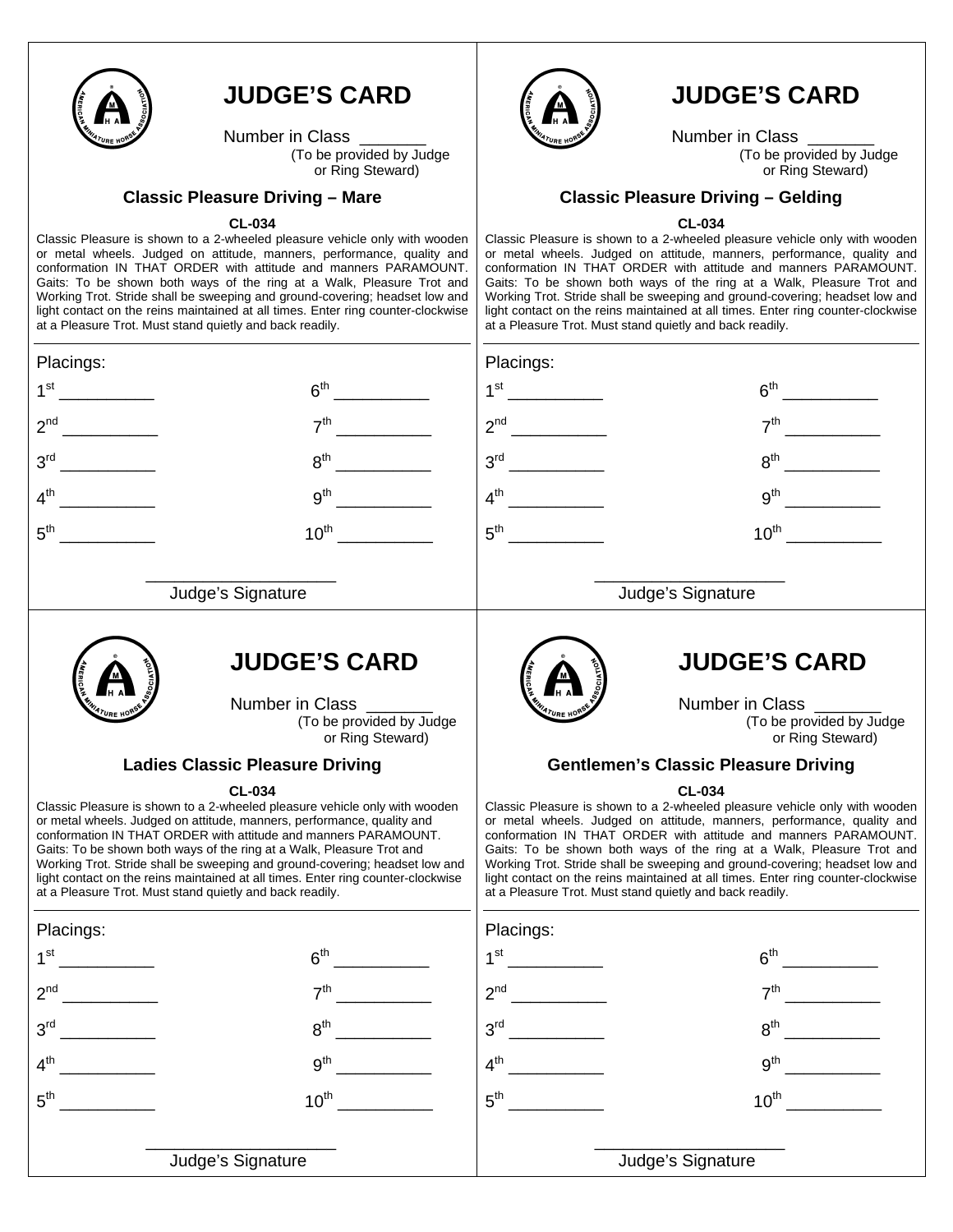## JUDGE'S CARD

Number in Class _______
(To be provided by Judge or Ring Steward)

### Classic Pleasure Driving – Mare

**CL-034**

Classic Pleasure is shown to a 2-wheeled pleasure vehicle only with wooden or metal wheels. Judged on attitude, manners, performance, quality and conformation IN THAT ORDER with attitude and manners PARAMOUNT. Gaits: To be shown both ways of the ring at a Walk, Pleasure Trot and Working Trot. Stride shall be sweeping and ground-covering; headset low and light contact on the reins maintained at all times. Enter ring counter-clockwise at a Pleasure Trot. Must stand quietly and back readily.

Placings:

1st __________ 6th __________

2nd __________ 7th __________

3rd __________ 8th __________

4th __________ 9th __________

5th __________ 10th __________

____________________
Judge's Signature

## JUDGE'S CARD

Number in Class _______
(To be provided by Judge or Ring Steward)

### Classic Pleasure Driving – Gelding

**CL-034**

Classic Pleasure is shown to a 2-wheeled pleasure vehicle only with wooden or metal wheels. Judged on attitude, manners, performance, quality and conformation IN THAT ORDER with attitude and manners PARAMOUNT. Gaits: To be shown both ways of the ring at a Walk, Pleasure Trot and Working Trot. Stride shall be sweeping and ground-covering; headset low and light contact on the reins maintained at all times. Enter ring counter-clockwise at a Pleasure Trot. Must stand quietly and back readily.

Placings:

1st __________ 6th __________

2nd __________ 7th __________

3rd __________ 8th __________

4th __________ 9th __________

5th __________ 10th __________

____________________
Judge's Signature

## JUDGE'S CARD

Number in Class _______
(To be provided by Judge or Ring Steward)

### Ladies Classic Pleasure Driving

**CL-034**

Classic Pleasure is shown to a 2-wheeled pleasure vehicle only with wooden or metal wheels. Judged on attitude, manners, performance, quality and conformation IN THAT ORDER with attitude and manners PARAMOUNT. Gaits: To be shown both ways of the ring at a Walk, Pleasure Trot and Working Trot. Stride shall be sweeping and ground-covering; headset low and light contact on the reins maintained at all times. Enter ring counter-clockwise at a Pleasure Trot. Must stand quietly and back readily.

Placings:

1st __________ 6th __________

2nd __________ 7th __________

3rd __________ 8th __________

4th __________ 9th __________

5th __________ 10th __________

____________________
Judge's Signature

## JUDGE'S CARD

Number in Class _______
(To be provided by Judge or Ring Steward)

### Gentlemen's Classic Pleasure Driving

**CL-034**

Classic Pleasure is shown to a 2-wheeled pleasure vehicle only with wooden or metal wheels. Judged on attitude, manners, performance, quality and conformation IN THAT ORDER with attitude and manners PARAMOUNT. Gaits: To be shown both ways of the ring at a Walk, Pleasure Trot and Working Trot. Stride shall be sweeping and ground-covering; headset low and light contact on the reins maintained at all times. Enter ring counter-clockwise at a Pleasure Trot. Must stand quietly and back readily.

Placings:

1st __________ 6th __________

2nd __________ 7th __________

3rd __________ 8th __________

4th __________ 9th __________

5th __________ 10th __________

____________________
Judge's Signature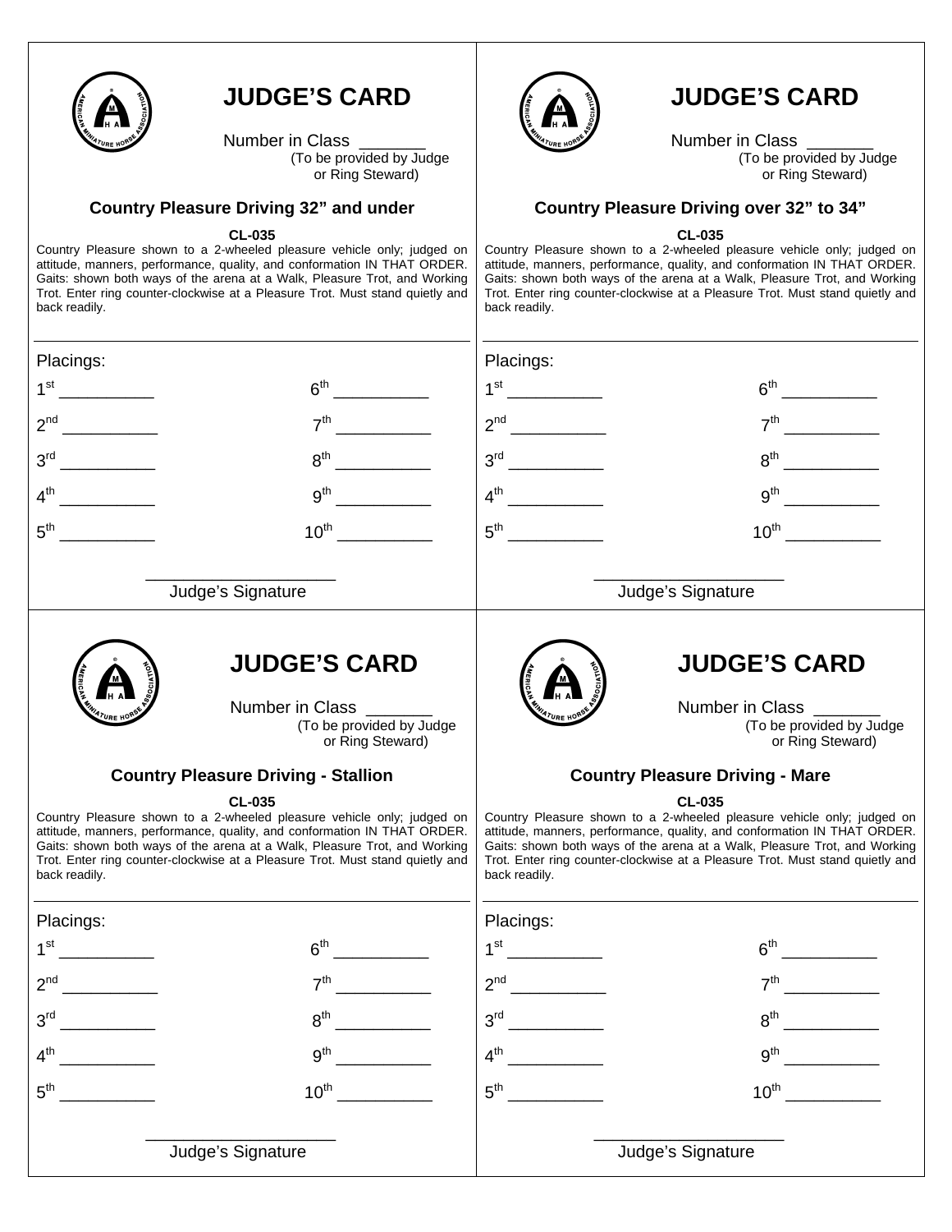## JUDGE'S CARD

Number in Class _______
(To be provided by Judge or Ring Steward)

### Country Pleasure Driving 32" and under

**CL-035**

Country Pleasure shown to a 2-wheeled pleasure vehicle only; judged on attitude, manners, performance, quality, and conformation IN THAT ORDER. Gaits: shown both ways of the arena at a Walk, Pleasure Trot, and Working Trot. Enter ring counter-clockwise at a Pleasure Trot. Must stand quietly and back readily.

Placings:

1st __________ 6th __________

2nd __________ 7th __________

3rd __________ 8th __________

4th __________ 9th __________

5th __________ 10th __________

____________________
Judge's Signature

## JUDGE'S CARD

Number in Class _______
(To be provided by Judge or Ring Steward)

### Country Pleasure Driving over 32" to 34"

**CL-035**

Country Pleasure shown to a 2-wheeled pleasure vehicle only; judged on attitude, manners, performance, quality, and conformation IN THAT ORDER. Gaits: shown both ways of the arena at a Walk, Pleasure Trot, and Working Trot. Enter ring counter-clockwise at a Pleasure Trot. Must stand quietly and back readily.

Placings:

1st __________ 6th __________

2nd __________ 7th __________

3rd __________ 8th __________

4th __________ 9th __________

5th __________ 10th __________

____________________
Judge's Signature

## JUDGE'S CARD

Number in Class _______
(To be provided by Judge or Ring Steward)

### Country Pleasure Driving - Stallion

**CL-035**

Country Pleasure shown to a 2-wheeled pleasure vehicle only; judged on attitude, manners, performance, quality, and conformation IN THAT ORDER. Gaits: shown both ways of the arena at a Walk, Pleasure Trot, and Working Trot. Enter ring counter-clockwise at a Pleasure Trot. Must stand quietly and back readily.

Placings:

1st __________ 6th __________

2nd __________ 7th __________

3rd __________ 8th __________

4th __________ 9th __________

5th __________ 10th __________

____________________
Judge's Signature

## JUDGE'S CARD

Number in Class _______
(To be provided by Judge or Ring Steward)

### Country Pleasure Driving - Mare

**CL-035**

Country Pleasure shown to a 2-wheeled pleasure vehicle only; judged on attitude, manners, performance, quality, and conformation IN THAT ORDER. Gaits: shown both ways of the arena at a Walk, Pleasure Trot, and Working Trot. Enter ring counter-clockwise at a Pleasure Trot. Must stand quietly and back readily.

Placings:

1st __________ 6th __________

2nd __________ 7th __________

3rd __________ 8th __________

4th __________ 9th __________

5th __________ 10th __________

____________________
Judge's Signature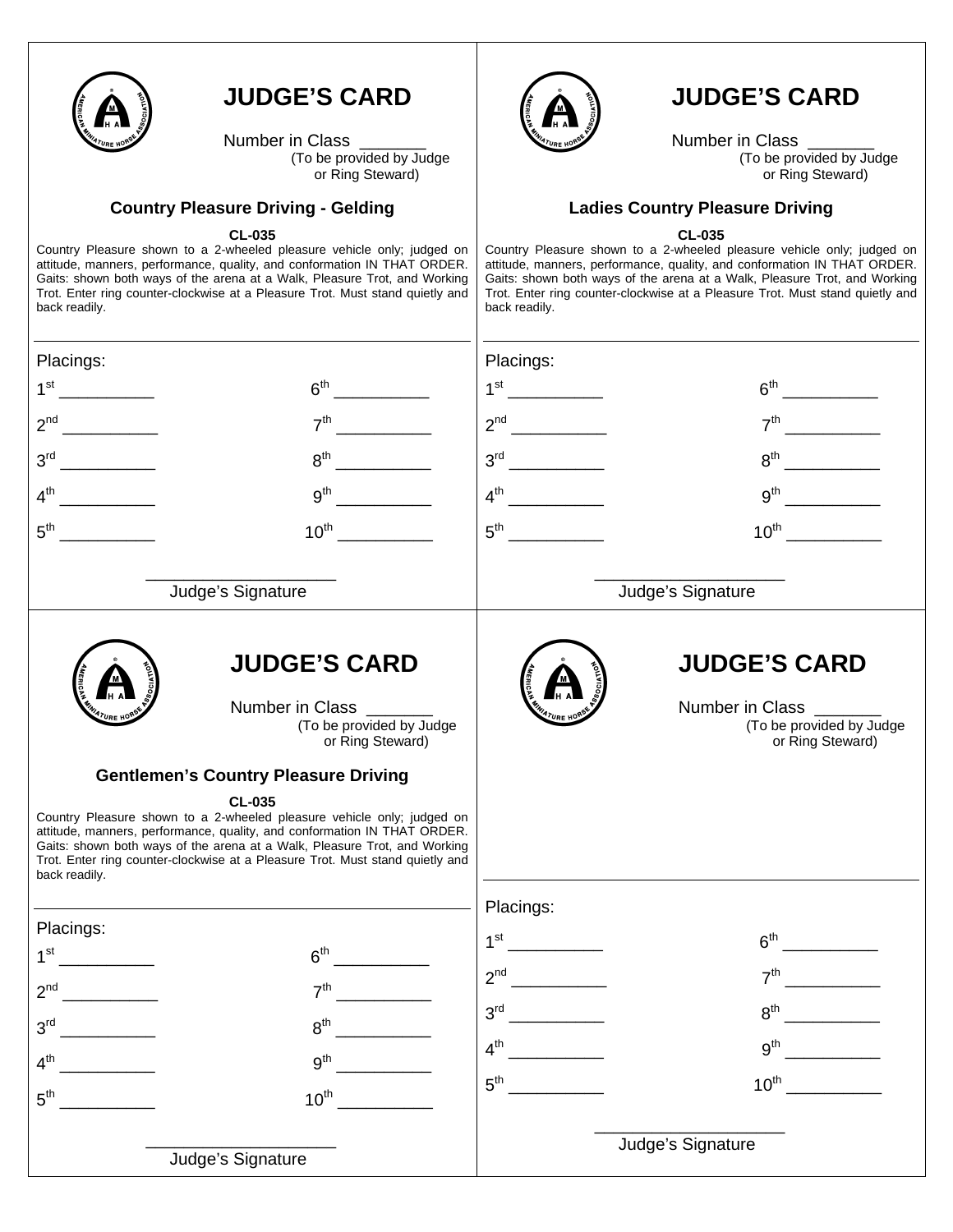## JUDGE'S CARD

Number in Class _______
(To be provided by Judge or Ring Steward)

### Country Pleasure Driving - Gelding

**CL-035**

Country Pleasure shown to a 2-wheeled pleasure vehicle only; judged on attitude, manners, performance, quality, and conformation IN THAT ORDER. Gaits: shown both ways of the arena at a Walk, Pleasure Trot, and Working Trot. Enter ring counter-clockwise at a Pleasure Trot. Must stand quietly and back readily.

Placings:

1st __________ 6th __________

2nd __________ 7th __________

3rd __________ 8th __________

4th __________ 9th __________

5th __________ 10th __________

____________________
Judge's Signature

## JUDGE'S CARD

Number in Class _______
(To be provided by Judge or Ring Steward)

### Ladies Country Pleasure Driving

**CL-035**

Country Pleasure shown to a 2-wheeled pleasure vehicle only; judged on attitude, manners, performance, quality, and conformation IN THAT ORDER. Gaits: shown both ways of the arena at a Walk, Pleasure Trot, and Working Trot. Enter ring counter-clockwise at a Pleasure Trot. Must stand quietly and back readily.

Placings:

1st __________ 6th __________

2nd __________ 7th __________

3rd __________ 8th __________

4th __________ 9th __________

5th __________ 10th __________

____________________
Judge's Signature

## JUDGE'S CARD

Number in Class _______
(To be provided by Judge or Ring Steward)

### Gentlemen's Country Pleasure Driving

**CL-035**

Country Pleasure shown to a 2-wheeled pleasure vehicle only; judged on attitude, manners, performance, quality, and conformation IN THAT ORDER. Gaits: shown both ways of the arena at a Walk, Pleasure Trot, and Working Trot. Enter ring counter-clockwise at a Pleasure Trot. Must stand quietly and back readily.

Placings:

1st __________ 6th __________

2nd __________ 7th __________

3rd __________ 8th __________

4th __________ 9th __________

5th __________ 10th __________

____________________
Judge's Signature

## JUDGE'S CARD

Number in Class _______
(To be provided by Judge or Ring Steward)

Placings:

1st __________ 6th __________

2nd __________ 7th __________

3rd __________ 8th __________

4th __________ 9th __________

5th __________ 10th __________

____________________
Judge's Signature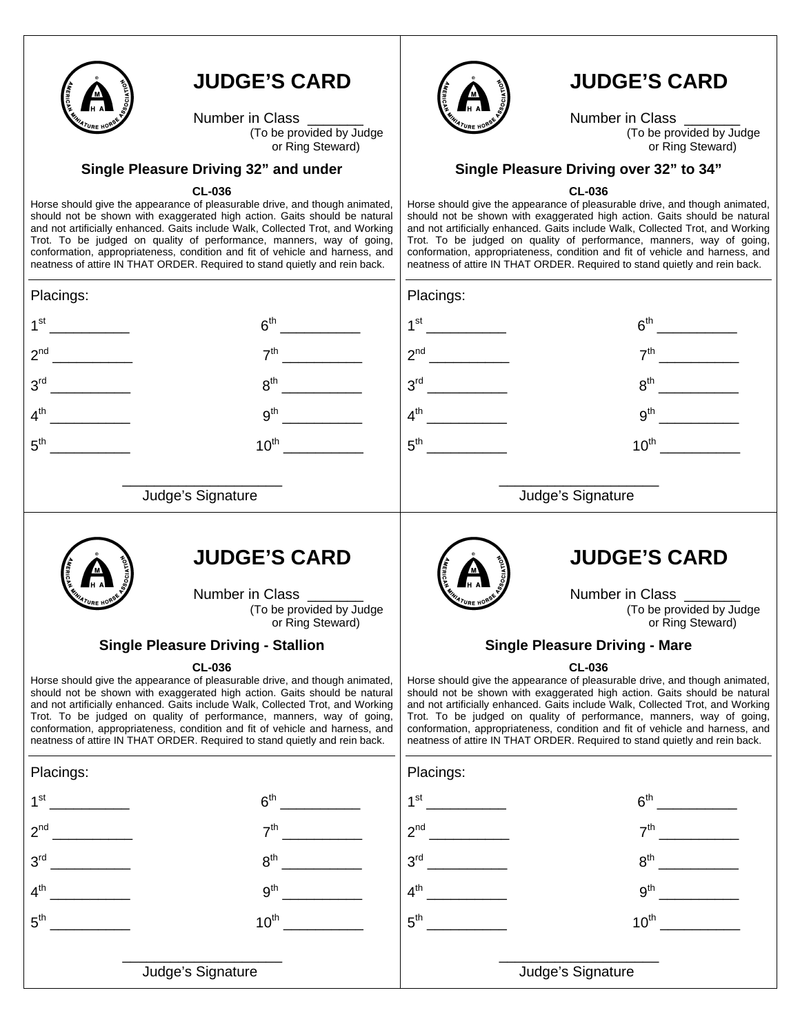# JUDGE'S CARD

Number in Class _______
(To be provided by Judge or Ring Steward)

**Single Pleasure Driving 32" and under**

**CL-036**

Horse should give the appearance of pleasurable drive, and though animated, should not be shown with exaggerated high action. Gaits should be natural and not artificially enhanced. Gaits include Walk, Collected Trot, and Working Trot. To be judged on quality of performance, manners, way of going, conformation, appropriateness, condition and fit of vehicle and harness, and neatness of attire IN THAT ORDER. Required to stand quietly and rein back.

Placings:

1st __________ 6th __________

2nd __________ 7th __________

3rd __________ 8th __________

4th __________ 9th __________

5th __________ 10th __________

____________________
Judge's Signature

# JUDGE'S CARD

Number in Class _______
(To be provided by Judge or Ring Steward)

**Single Pleasure Driving over 32" to 34"**

**CL-036**

Horse should give the appearance of pleasurable drive, and though animated, should not be shown with exaggerated high action. Gaits should be natural and not artificially enhanced. Gaits include Walk, Collected Trot, and Working Trot. To be judged on quality of performance, manners, way of going, conformation, appropriateness, condition and fit of vehicle and harness, and neatness of attire IN THAT ORDER. Required to stand quietly and rein back.

Placings:

1st __________ 6th __________

2nd __________ 7th __________

3rd __________ 8th __________

4th __________ 9th __________

5th __________ 10th __________

____________________
Judge's Signature

# JUDGE'S CARD

Number in Class _______
(To be provided by Judge or Ring Steward)

**Single Pleasure Driving - Stallion**

**CL-036**

Horse should give the appearance of pleasurable drive, and though animated, should not be shown with exaggerated high action. Gaits should be natural and not artificially enhanced. Gaits include Walk, Collected Trot, and Working Trot. To be judged on quality of performance, manners, way of going, conformation, appropriateness, condition and fit of vehicle and harness, and neatness of attire IN THAT ORDER. Required to stand quietly and rein back.

Placings:

1st __________ 6th __________

2nd __________ 7th __________

3rd __________ 8th __________

4th __________ 9th __________

5th __________ 10th __________

____________________
Judge's Signature

# JUDGE'S CARD

Number in Class _______
(To be provided by Judge or Ring Steward)

**Single Pleasure Driving - Mare**

**CL-036**

Horse should give the appearance of pleasurable drive, and though animated, should not be shown with exaggerated high action. Gaits should be natural and not artificially enhanced. Gaits include Walk, Collected Trot, and Working Trot. To be judged on quality of performance, manners, way of going, conformation, appropriateness, condition and fit of vehicle and harness, and neatness of attire IN THAT ORDER. Required to stand quietly and rein back.

Placings:

1st __________ 6th __________

2nd __________ 7th __________

3rd __________ 8th __________

4th __________ 9th __________

5th __________ 10th __________

____________________
Judge's Signature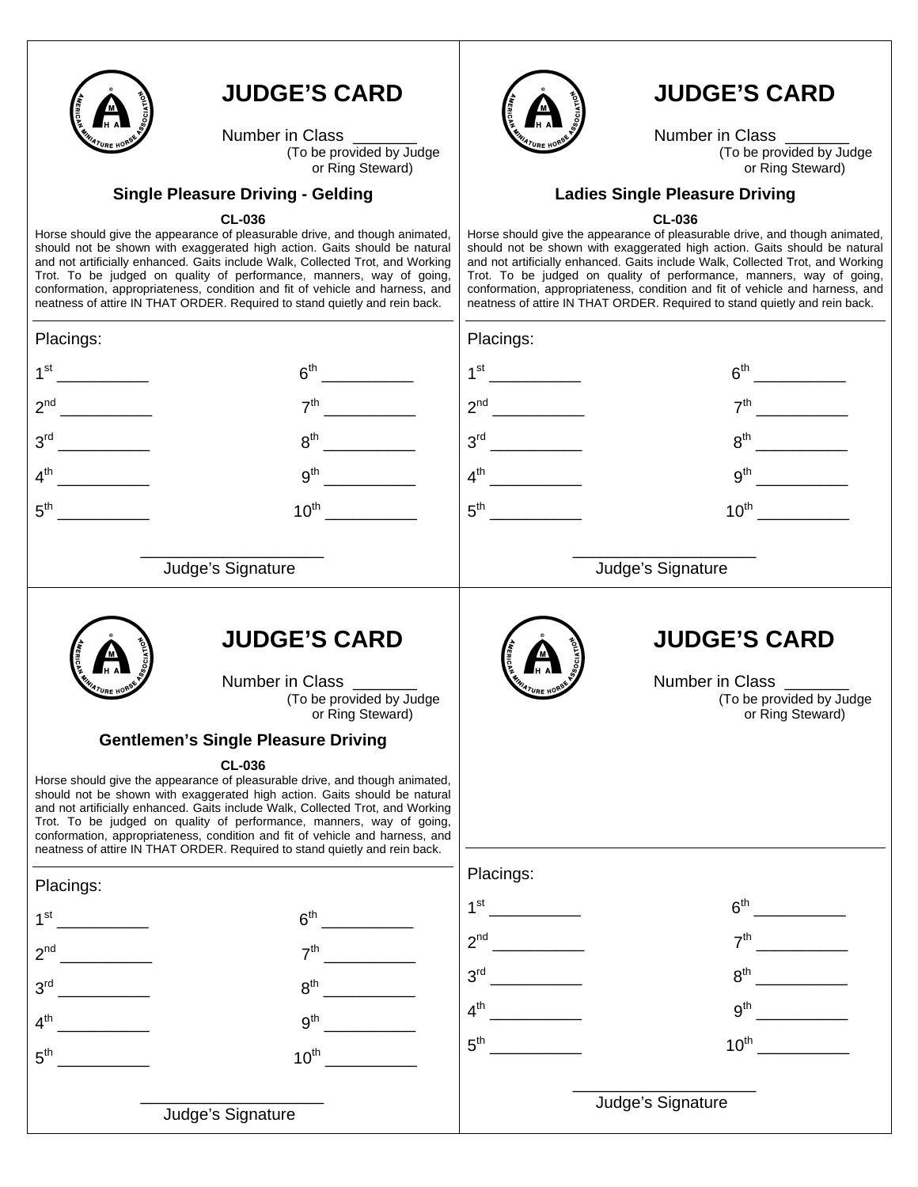## JUDGE'S CARD

Number in Class _______
(To be provided by Judge or Ring Steward)

### Single Pleasure Driving - Gelding

**CL-036**

Horse should give the appearance of pleasurable drive, and though animated, should not be shown with exaggerated high action. Gaits should be natural and not artificially enhanced. Gaits include Walk, Collected Trot, and Working Trot. To be judged on quality of performance, manners, way of going, conformation, appropriateness, condition and fit of vehicle and harness, and neatness of attire IN THAT ORDER. Required to stand quietly and rein back.

Placings:

1st __________ 6th __________

2nd __________ 7th __________

3rd __________ 8th __________

4th __________ 9th __________

5th __________ 10th __________

____________________
Judge's Signature

## JUDGE'S CARD

Number in Class _______
(To be provided by Judge or Ring Steward)

### Ladies Single Pleasure Driving

**CL-036**

Horse should give the appearance of pleasurable drive, and though animated, should not be shown with exaggerated high action. Gaits should be natural and not artificially enhanced. Gaits include Walk, Collected Trot, and Working Trot. To be judged on quality of performance, manners, way of going, conformation, appropriateness, condition and fit of vehicle and harness, and neatness of attire IN THAT ORDER. Required to stand quietly and rein back.

Placings:

1st __________ 6th __________

2nd __________ 7th __________

3rd __________ 8th __________

4th __________ 9th __________

5th __________ 10th __________

____________________
Judge's Signature

## JUDGE'S CARD

Number in Class _______
(To be provided by Judge or Ring Steward)

### Gentlemen's Single Pleasure Driving

**CL-036**

Horse should give the appearance of pleasurable drive, and though animated, should not be shown with exaggerated high action. Gaits should be natural and not artificially enhanced. Gaits include Walk, Collected Trot, and Working Trot. To be judged on quality of performance, manners, way of going, conformation, appropriateness, condition and fit of vehicle and harness, and neatness of attire IN THAT ORDER. Required to stand quietly and rein back.

Placings:

1st __________ 6th __________

2nd __________ 7th __________

3rd __________ 8th __________

4th __________ 9th __________

5th __________ 10th __________

____________________
Judge's Signature

## JUDGE'S CARD

Number in Class _______
(To be provided by Judge or Ring Steward)

Placings:

1st __________ 6th __________

2nd __________ 7th __________

3rd __________ 8th __________

4th __________ 9th __________

5th __________ 10th __________

____________________
Judge's Signature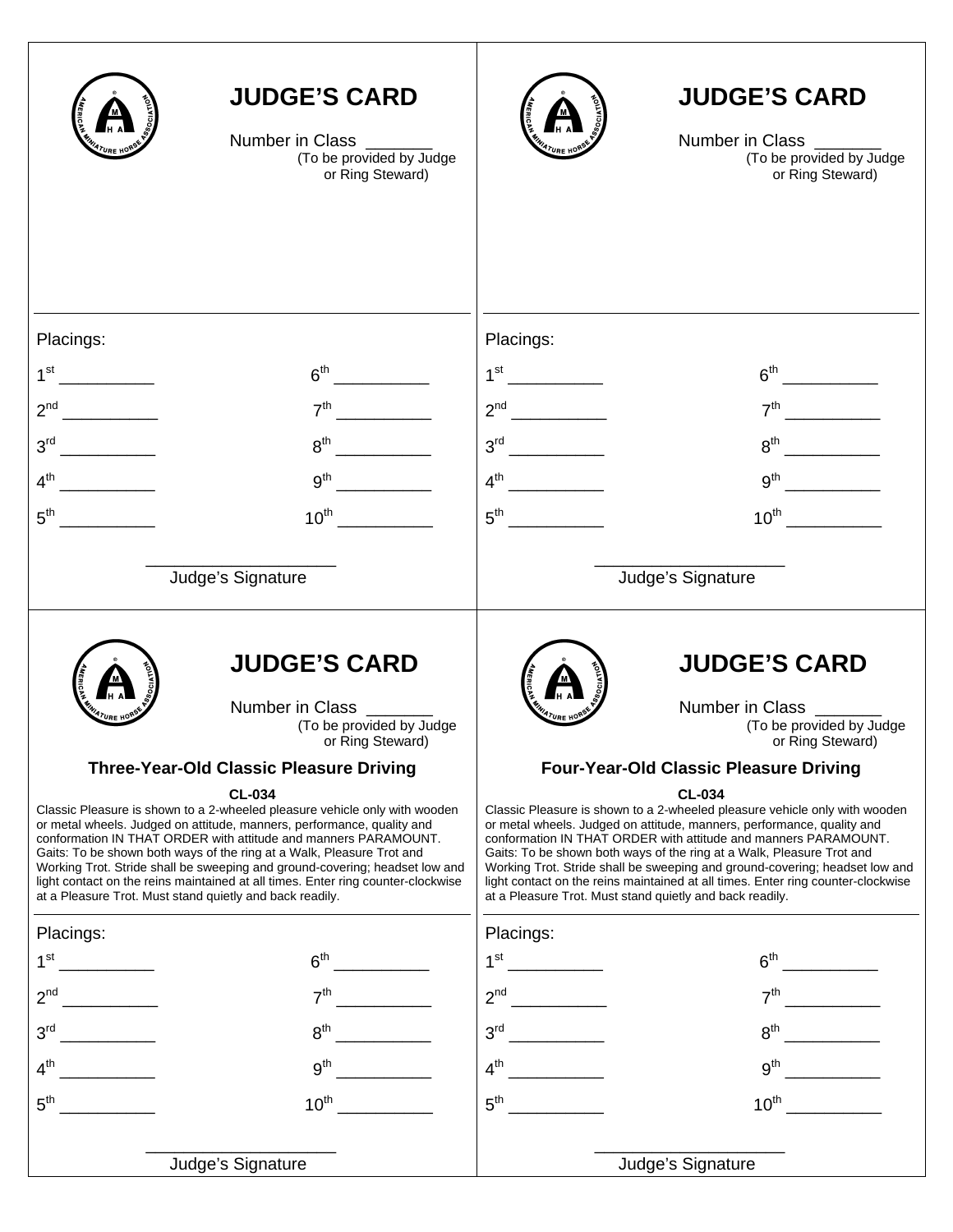## JUDGE'S CARD

Number in Class _______
(To be provided by Judge or Ring Steward)

Placings:

1st __________ 6th __________

2nd __________ 7th __________

3rd __________ 8th __________

4th __________ 9th __________

5th __________ 10th __________

____________________
Judge's Signature

## JUDGE'S CARD

Number in Class _______
(To be provided by Judge or Ring Steward)

Placings:

1st __________ 6th __________

2nd __________ 7th __________

3rd __________ 8th __________

4th __________ 9th __________

5th __________ 10th __________

____________________
Judge's Signature

## JUDGE'S CARD

Number in Class _______
(To be provided by Judge or Ring Steward)

**Three-Year-Old Classic Pleasure Driving**

**CL-034**

Classic Pleasure is shown to a 2-wheeled pleasure vehicle only with wooden or metal wheels. Judged on attitude, manners, performance, quality and conformation IN THAT ORDER with attitude and manners PARAMOUNT. Gaits: To be shown both ways of the ring at a Walk, Pleasure Trot and Working Trot. Stride shall be sweeping and ground-covering; headset low and light contact on the reins maintained at all times. Enter ring counter-clockwise at a Pleasure Trot. Must stand quietly and back readily.

Placings:

1st __________ 6th __________

2nd __________ 7th __________

3rd __________ 8th __________

4th __________ 9th __________

5th __________ 10th __________

____________________
Judge's Signature

## JUDGE'S CARD

Number in Class _______
(To be provided by Judge or Ring Steward)

**Four-Year-Old Classic Pleasure Driving**

**CL-034**

Classic Pleasure is shown to a 2-wheeled pleasure vehicle only with wooden or metal wheels. Judged on attitude, manners, performance, quality and conformation IN THAT ORDER with attitude and manners PARAMOUNT. Gaits: To be shown both ways of the ring at a Walk, Pleasure Trot and Working Trot. Stride shall be sweeping and ground-covering; headset low and light contact on the reins maintained at all times. Enter ring counter-clockwise at a Pleasure Trot. Must stand quietly and back readily.

Placings:

1st __________ 6th __________

2nd __________ 7th __________

3rd __________ 8th __________

4th __________ 9th __________

5th __________ 10th __________

____________________
Judge's Signature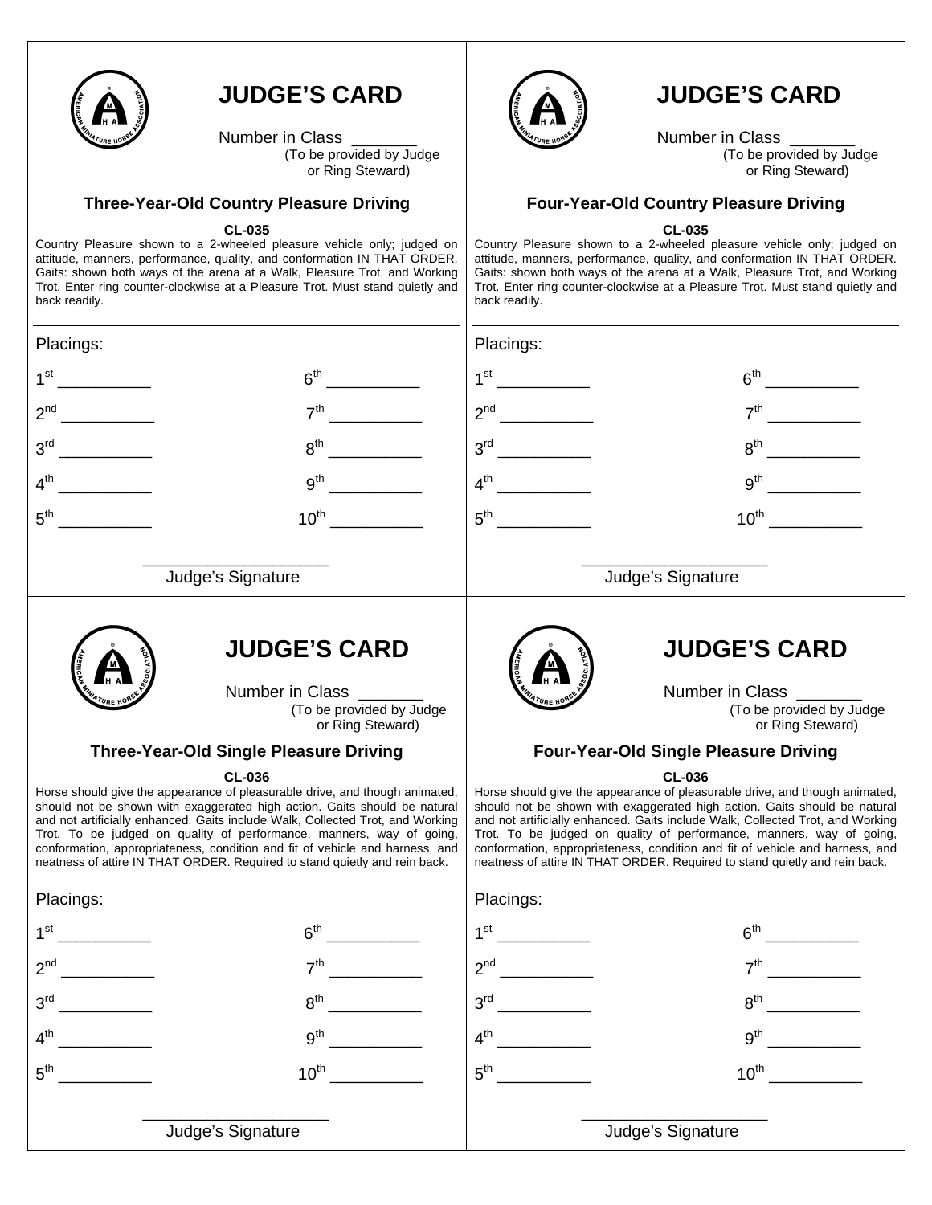## JUDGE'S CARD

Number in Class _______
(To be provided by Judge or Ring Steward)

### Three-Year-Old Country Pleasure Driving

**CL-035**

Country Pleasure shown to a 2-wheeled pleasure vehicle only; judged on attitude, manners, performance, quality, and conformation IN THAT ORDER. Gaits: shown both ways of the arena at a Walk, Pleasure Trot, and Working Trot. Enter ring counter-clockwise at a Pleasure Trot. Must stand quietly and back readily.

Placings:

1st __________ 6th __________

2nd __________ 7th __________

3rd __________ 8th __________

4th __________ 9th __________

5th __________ 10th __________

____________________
Judge's Signature

## JUDGE'S CARD

Number in Class _______
(To be provided by Judge or Ring Steward)

### Four-Year-Old Country Pleasure Driving

**CL-035**

Country Pleasure shown to a 2-wheeled pleasure vehicle only; judged on attitude, manners, performance, quality, and conformation IN THAT ORDER. Gaits: shown both ways of the arena at a Walk, Pleasure Trot, and Working Trot. Enter ring counter-clockwise at a Pleasure Trot. Must stand quietly and back readily.

Placings:

1st __________ 6th __________

2nd __________ 7th __________

3rd __________ 8th __________

4th __________ 9th __________

5th __________ 10th __________

____________________
Judge's Signature

## JUDGE'S CARD

Number in Class _______
(To be provided by Judge or Ring Steward)

### Three-Year-Old Single Pleasure Driving

**CL-036**

Horse should give the appearance of pleasurable drive, and though animated, should not be shown with exaggerated high action. Gaits should be natural and not artificially enhanced. Gaits include Walk, Collected Trot, and Working Trot. To be judged on quality of performance, manners, way of going, conformation, appropriateness, condition and fit of vehicle and harness, and neatness of attire IN THAT ORDER. Required to stand quietly and rein back.

Placings:

1st __________ 6th __________

2nd __________ 7th __________

3rd __________ 8th __________

4th __________ 9th __________

5th __________ 10th __________

____________________
Judge's Signature

## JUDGE'S CARD

Number in Class _______
(To be provided by Judge or Ring Steward)

### Four-Year-Old Single Pleasure Driving

**CL-036**

Horse should give the appearance of pleasurable drive, and though animated, should not be shown with exaggerated high action. Gaits should be natural and not artificially enhanced. Gaits include Walk, Collected Trot, and Working Trot. To be judged on quality of performance, manners, way of going, conformation, appropriateness, condition and fit of vehicle and harness, and neatness of attire IN THAT ORDER. Required to stand quietly and rein back.

Placings:

1st __________ 6th __________

2nd __________ 7th __________

3rd __________ 8th __________

4th __________ 9th __________

5th __________ 10th __________

____________________
Judge's Signature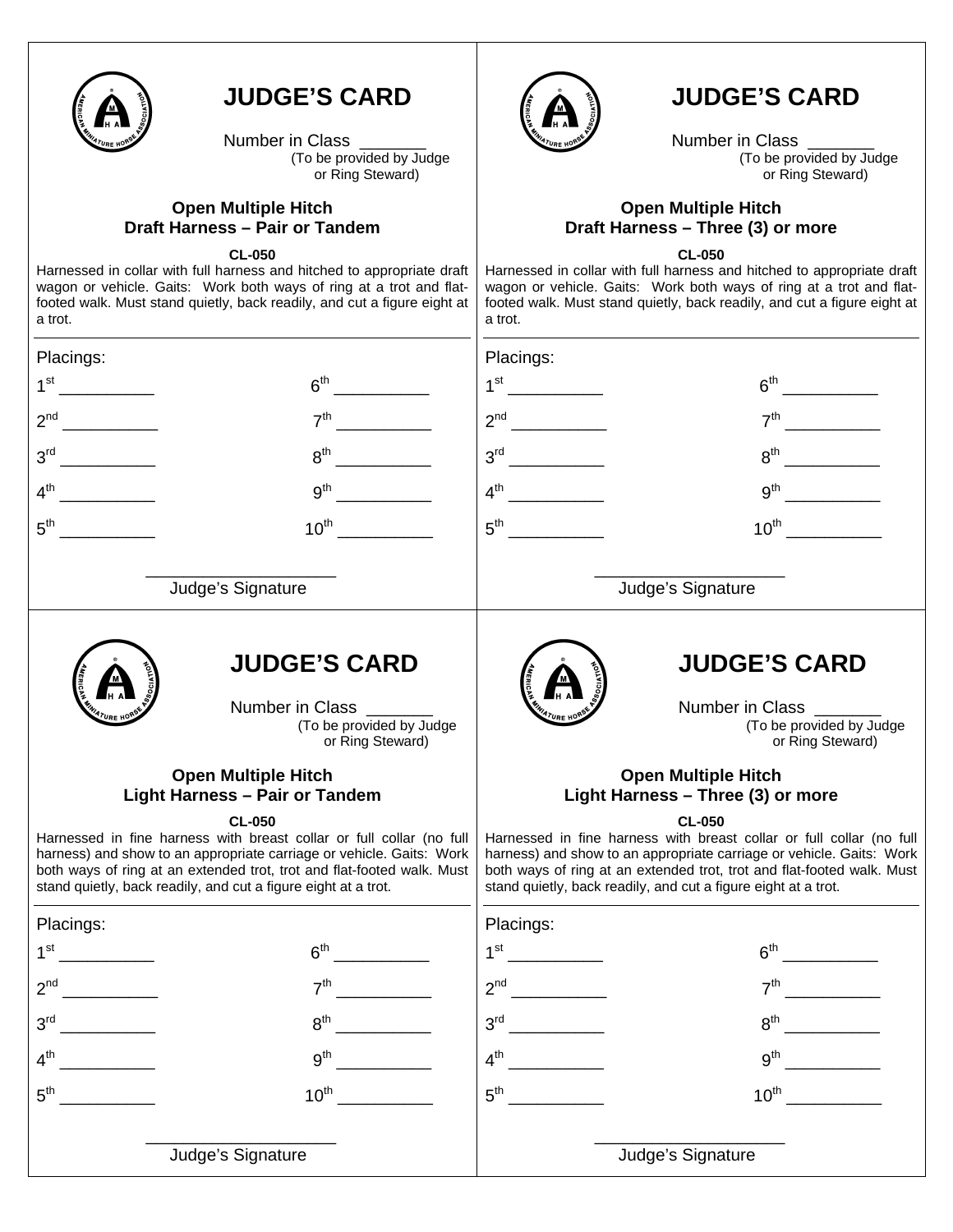## JUDGE'S CARD

Number in Class _______
(To be provided by Judge or Ring Steward)

**Open Multiple Hitch**
**Draft Harness – Pair or Tandem**

**CL-050**

Harnessed in collar with full harness and hitched to appropriate draft wagon or vehicle. Gaits: Work both ways of ring at a trot and flat-footed walk. Must stand quietly, back readily, and cut a figure eight at a trot.

Placings:

| | |
|---|---|
| 1st __________ | 6th __________ |
| 2nd __________ | 7th __________ |
| 3rd __________ | 8th __________ |
| 4th __________ | 9th __________ |
| 5th __________ | 10th __________ |

___________________
Judge's Signature

## JUDGE'S CARD

Number in Class _______
(To be provided by Judge or Ring Steward)

**Open Multiple Hitch**
**Draft Harness – Three (3) or more**

**CL-050**

Harnessed in collar with full harness and hitched to appropriate draft wagon or vehicle. Gaits: Work both ways of ring at a trot and flat-footed walk. Must stand quietly, back readily, and cut a figure eight at a trot.

Placings:

| | |
|---|---|
| 1st __________ | 6th __________ |
| 2nd __________ | 7th __________ |
| 3rd __________ | 8th __________ |
| 4th __________ | 9th __________ |
| 5th __________ | 10th __________ |

___________________
Judge's Signature

## JUDGE'S CARD

Number in Class _______
(To be provided by Judge or Ring Steward)

**Open Multiple Hitch**
**Light Harness – Pair or Tandem**

**CL-050**

Harnessed in fine harness with breast collar or full collar (no full harness) and show to an appropriate carriage or vehicle. Gaits: Work both ways of ring at an extended trot, trot and flat-footed walk. Must stand quietly, back readily, and cut a figure eight at a trot.

Placings:

| | |
|---|---|
| 1st __________ | 6th __________ |
| 2nd __________ | 7th __________ |
| 3rd __________ | 8th __________ |
| 4th __________ | 9th __________ |
| 5th __________ | 10th __________ |

___________________
Judge's Signature

## JUDGE'S CARD

Number in Class _______
(To be provided by Judge or Ring Steward)

**Open Multiple Hitch**
**Light Harness – Three (3) or more**

**CL-050**

Harnessed in fine harness with breast collar or full collar (no full harness) and show to an appropriate carriage or vehicle. Gaits: Work both ways of ring at an extended trot, trot and flat-footed walk. Must stand quietly, back readily, and cut a figure eight at a trot.

Placings:

| | |
|---|---|
| 1st __________ | 6th __________ |
| 2nd __________ | 7th __________ |
| 3rd __________ | 8th __________ |
| 4th __________ | 9th __________ |
| 5th __________ | 10th __________ |

___________________
Judge's Signature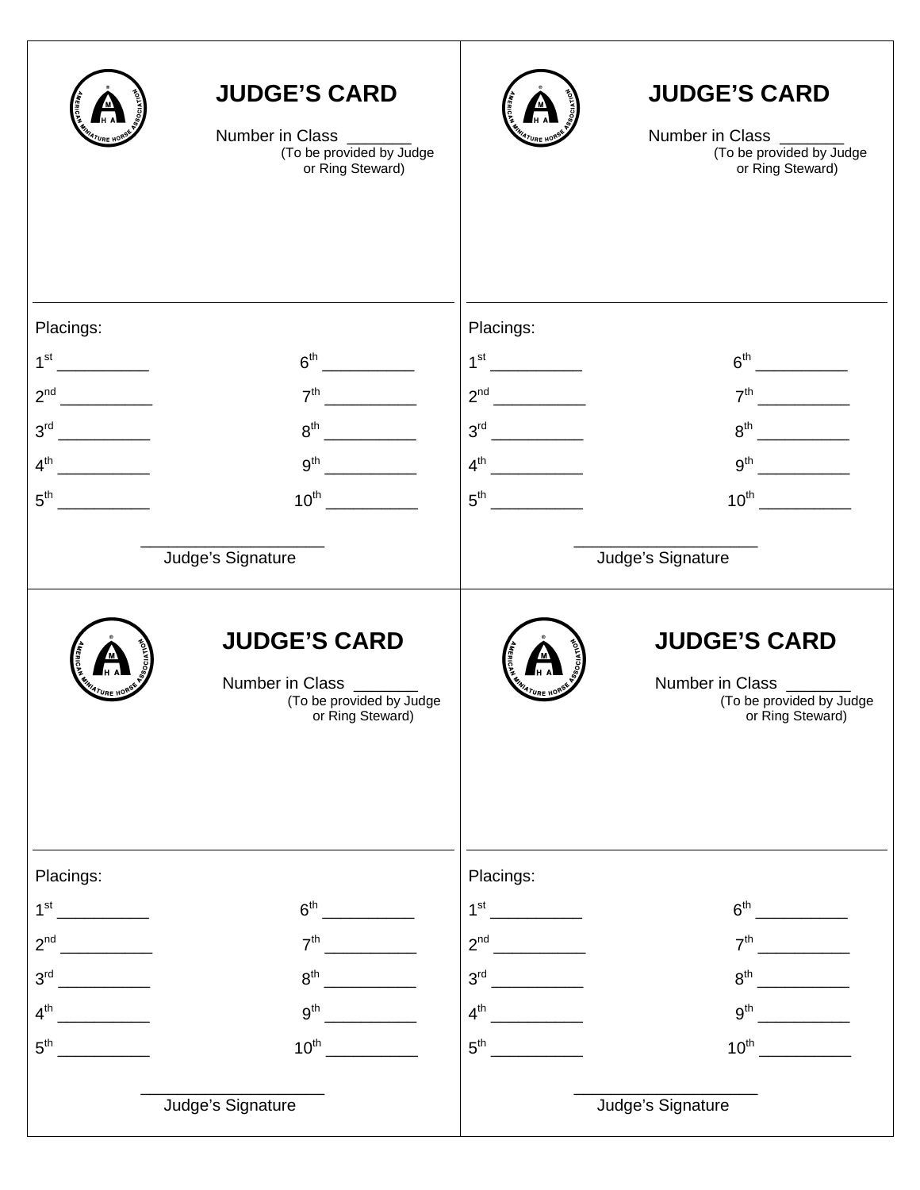## JUDGE'S CARD

Number in Class _______
(To be provided by Judge or Ring Steward)

Placings:

| | |
|---|---|
| 1st __________ | 6th __________ |
| 2nd __________ | 7th __________ |
| 3rd __________ | 8th __________ |
| 4th __________ | 9th __________ |
| 5th __________ | 10th __________ |

____________________
Judge's Signature

## JUDGE'S CARD

Number in Class _______
(To be provided by Judge or Ring Steward)

Placings:

| | |
|---|---|
| 1st __________ | 6th __________ |
| 2nd __________ | 7th __________ |
| 3rd __________ | 8th __________ |
| 4th __________ | 9th __________ |
| 5th __________ | 10th __________ |

____________________
Judge's Signature

## JUDGE'S CARD

Number in Class _______
(To be provided by Judge or Ring Steward)

Placings:

| | |
|---|---|
| 1st __________ | 6th __________ |
| 2nd __________ | 7th __________ |
| 3rd __________ | 8th __________ |
| 4th __________ | 9th __________ |
| 5th __________ | 10th __________ |

____________________
Judge's Signature

## JUDGE'S CARD

Number in Class _______
(To be provided by Judge or Ring Steward)

Placings:

| | |
|---|---|
| 1st __________ | 6th __________ |
| 2nd __________ | 7th __________ |
| 3rd __________ | 8th __________ |
| 4th __________ | 9th __________ |
| 5th __________ | 10th __________ |

____________________
Judge's Signature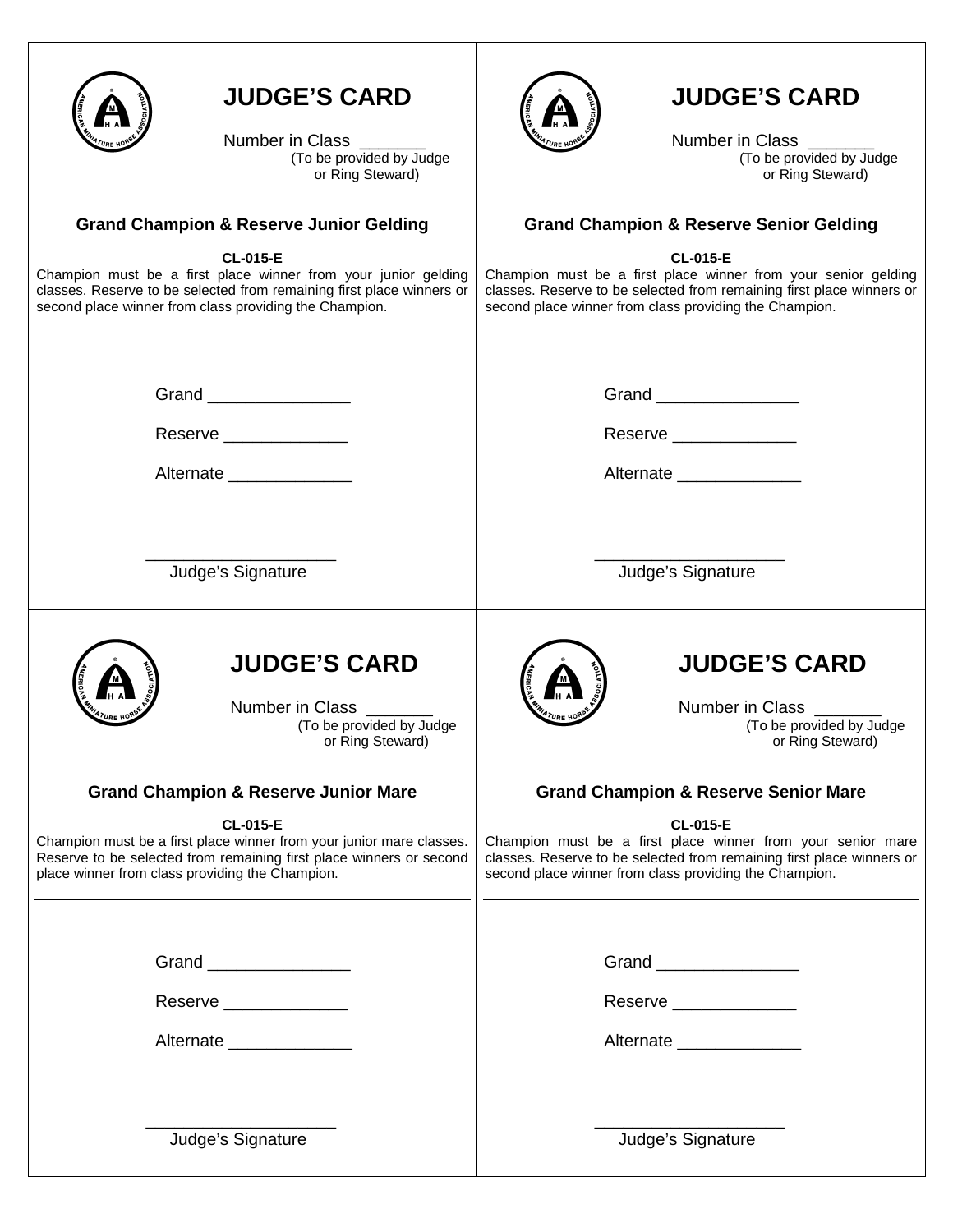## JUDGE'S CARD

Number in Class _______
(To be provided by Judge or Ring Steward)

### Grand Champion & Reserve Junior Gelding

**CL-015-E**

Champion must be a first place winner from your junior gelding classes. Reserve to be selected from remaining first place winners or second place winner from class providing the Champion.

Grand _______________

Reserve _____________

Alternate _____________

____________________
Judge's Signature

## JUDGE'S CARD

Number in Class _______
(To be provided by Judge or Ring Steward)

### Grand Champion & Reserve Senior Gelding

**CL-015-E**

Champion must be a first place winner from your senior gelding classes. Reserve to be selected from remaining first place winners or second place winner from class providing the Champion.

Grand _______________

Reserve _____________

Alternate _____________

____________________
Judge's Signature

## JUDGE'S CARD

Number in Class _______
(To be provided by Judge or Ring Steward)

### Grand Champion & Reserve Junior Mare

**CL-015-E**

Champion must be a first place winner from your junior mare classes. Reserve to be selected from remaining first place winners or second place winner from class providing the Champion.

Grand _______________

Reserve _____________

Alternate _____________

____________________
Judge's Signature

## JUDGE'S CARD

Number in Class _______
(To be provided by Judge or Ring Steward)

### Grand Champion & Reserve Senior Mare

**CL-015-E**

Champion must be a first place winner from your senior mare classes. Reserve to be selected from remaining first place winners or second place winner from class providing the Champion.

Grand _______________

Reserve _____________

Alternate _____________

____________________
Judge's Signature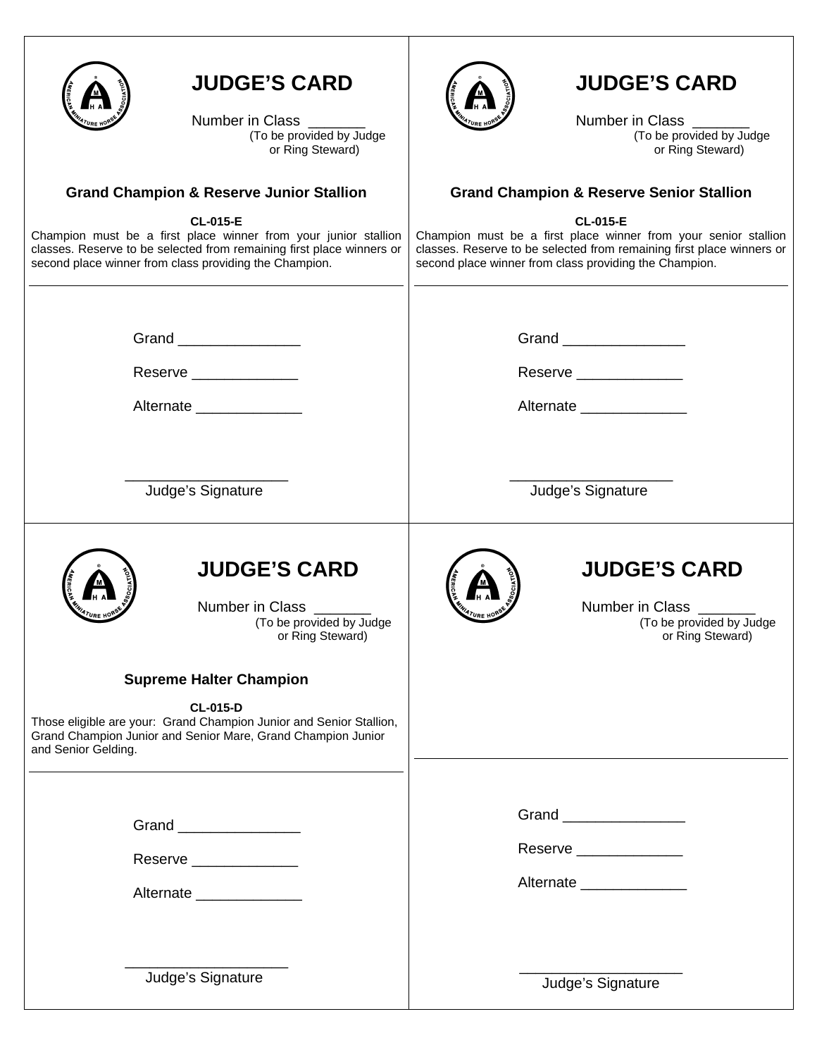## JUDGE'S CARD

Number in Class _______
(To be provided by Judge or Ring Steward)

### Grand Champion & Reserve Junior Stallion

**CL-015-E**

Champion must be a first place winner from your junior stallion classes. Reserve to be selected from remaining first place winners or second place winner from class providing the Champion.

Grand _______________

Reserve _____________

Alternate _____________

____________________
Judge's Signature

## JUDGE'S CARD

Number in Class _______
(To be provided by Judge or Ring Steward)

### Grand Champion & Reserve Senior Stallion

**CL-015-E**

Champion must be a first place winner from your senior stallion classes. Reserve to be selected from remaining first place winners or second place winner from class providing the Champion.

Grand _______________

Reserve _____________

Alternate _____________

____________________
Judge's Signature

## JUDGE'S CARD

Number in Class _______
(To be provided by Judge or Ring Steward)

### Supreme Halter Champion

**CL-015-D**

Those eligible are your: Grand Champion Junior and Senior Stallion, Grand Champion Junior and Senior Mare, Grand Champion Junior and Senior Gelding.

Grand _______________

Reserve _____________

Alternate _____________

____________________
Judge's Signature

## JUDGE'S CARD

Number in Class _______
(To be provided by Judge or Ring Steward)

Grand _______________

Reserve _____________

Alternate _____________

____________________
Judge's Signature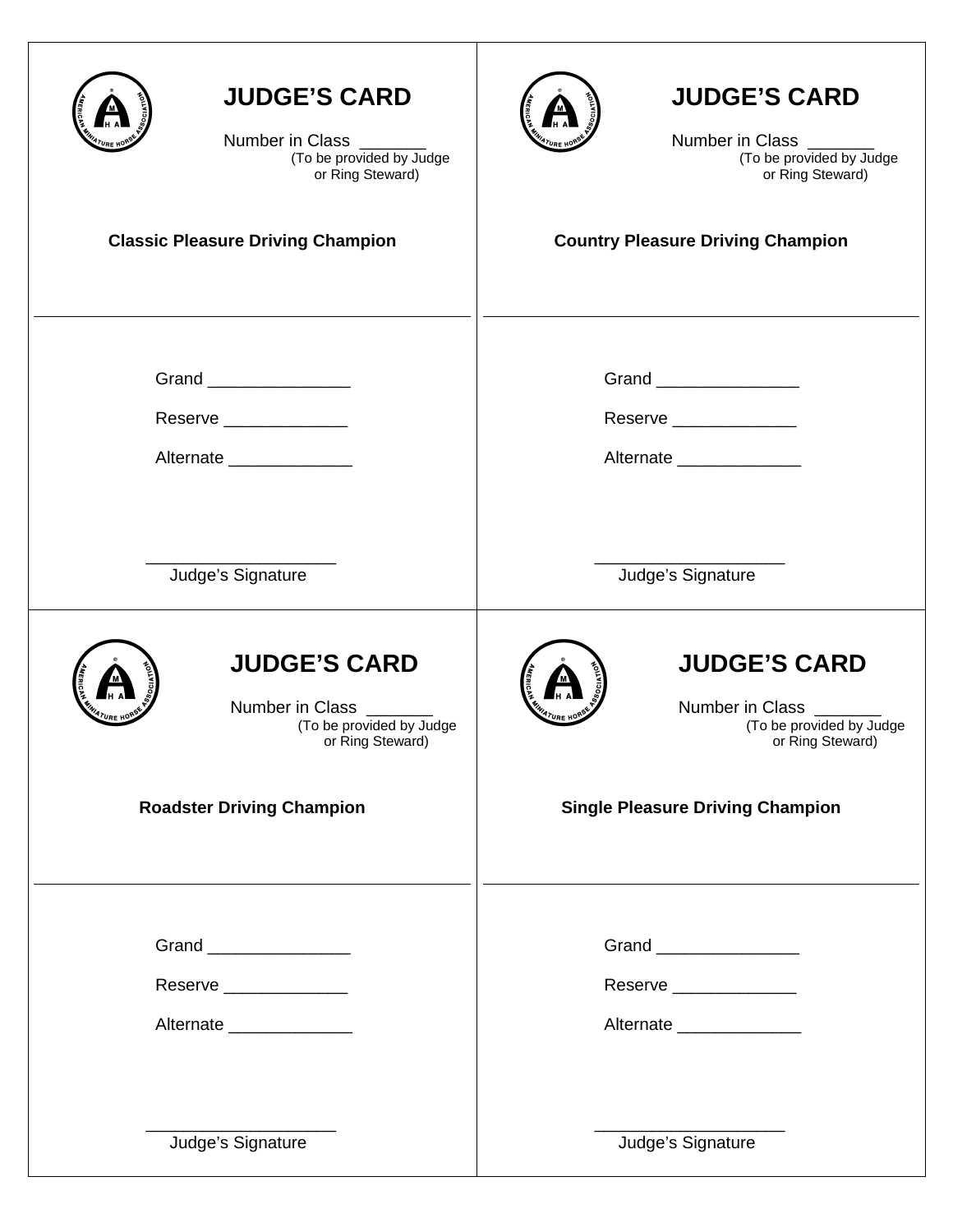## JUDGE’S CARD

Number in Class _______
(To be provided by Judge or Ring Steward)

**Classic Pleasure Driving Champion**

Grand _______________

Reserve _____________

Alternate _____________

___________________
Judge’s Signature

## JUDGE’S CARD

Number in Class _______
(To be provided by Judge or Ring Steward)

**Country Pleasure Driving Champion**

Grand _______________

Reserve _____________

Alternate _____________

___________________
Judge’s Signature

## JUDGE’S CARD

Number in Class _______
(To be provided by Judge or Ring Steward)

**Roadster Driving Champion**

Grand _______________

Reserve _____________

Alternate _____________

___________________
Judge’s Signature

## JUDGE’S CARD

Number in Class _______
(To be provided by Judge or Ring Steward)

**Single Pleasure Driving Champion**

Grand _______________

Reserve _____________

Alternate _____________

___________________
Judge’s Signature